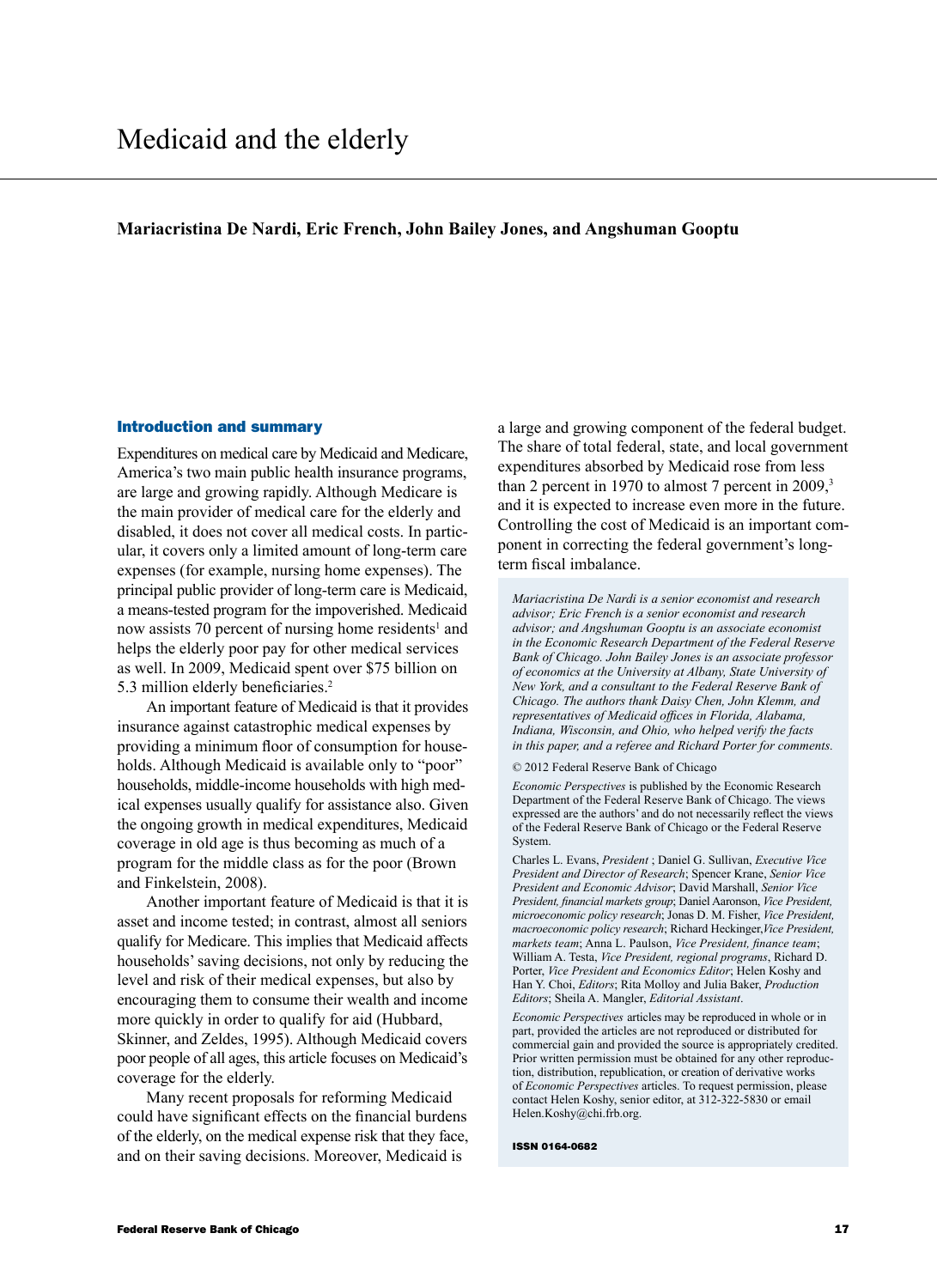# Medicaid and the elderly

**Mariacristina De Nardi, Eric French, John Bailey Jones, and Angshuman Gooptu**

## Introduction and summary

Expenditures on medical care by Medicaid and Medicare, America's two main public health insurance programs, are large and growing rapidly. Although Medicare is the main provider of medical care for the elderly and disabled, it does not cover all medical costs. In particular, it covers only a limited amount of long-term care expenses (for example, nursing home expenses). The principal public provider of long-term care is Medicaid, a means-tested program for the impoverished. Medicaid now assists 70 percent of nursing home residents[1] and helps the elderly poor pay for other medical services as well. In 2009, Medicaid spent over $75 billion on 5.3 million elderly beneficiaries.[2]

An important feature of Medicaid is that it provides insurance against catastrophic medical expenses by providing a minimum floor of consumption for households. Although Medicaid is available only to "poor" households, middle-income households with high medical expenses usually qualify for assistance also. Given the ongoing growth in medical expenditures, Medicaid coverage in old age is thus becoming as much of a program for the middle class as for the poor (Brown and Finkelstein, 2008).

Another important feature of Medicaid is that it is asset and income tested; in contrast, almost all seniors qualify for Medicare. This implies that Medicaid affects households' saving decisions, not only by reducing the level and risk of their medical expenses, but also by encouraging them to consume their wealth and income more quickly in order to qualify for aid (Hubbard, Skinner, and Zeldes, 1995). Although Medicaid covers poor people of all ages, this article focuses on Medicaid's coverage for the elderly.

Many recent proposals for reforming Medicaid could have significant effects on the financial burdens of the elderly, on the medical expense risk that they face, and on their saving decisions. Moreover, Medicaid is a large and growing component of the federal budget. The share of total federal, state, and local government expenditures absorbed by Medicaid rose from less than 2 percent in 1970 to almost 7 percent in 2009,[3] and it is expected to increase even more in the future. Controlling the cost of Medicaid is an important component in correcting the federal government's long-term fiscal imbalance.

*Mariacristina De Nardi is a senior economist and research advisor; Eric French is a senior economist and research advisor; and Angshuman Gooptu is an associate economist in the Economic Research Department of the Federal Reserve Bank of Chicago. John Bailey Jones is an associate professor of economics at the University at Albany, State University of New York, and a consultant to the Federal Reserve Bank of Chicago. The authors thank Daisy Chen, John Klemm, and representatives of Medicaid offices in Florida, Alabama, Indiana, Wisconsin, and Ohio, who helped verify the facts in this paper, and a referee and Richard Porter for comments.*

© 2012 Federal Reserve Bank of Chicago

*Economic Perspectives* is published by the Economic Research Department of the Federal Reserve Bank of Chicago. The views expressed are the authors' and do not necessarily reflect the views of the Federal Reserve Bank of Chicago or the Federal Reserve System.

Charles L. Evans, *President* ; Daniel G. Sullivan, *Executive Vice President and Director of Research*; Spencer Krane, *Senior Vice President and Economic Advisor*; David Marshall, *Senior Vice President, financial markets group*; Daniel Aaronson, *Vice President, microeconomic policy research*; Jonas D. M. Fisher, *Vice President, macroeconomic policy research*; Richard Heckinger, *Vice President, markets team*; Anna L. Paulson, *Vice President, finance team*; William A. Testa, *Vice President, regional programs*, Richard D. Porter, *Vice President and Economics Editor*; Helen Koshy and Han Y. Choi, *Editors*; Rita Molloy and Julia Baker, *Production Editors*; Sheila A. Mangler, *Editorial Assistant*.

*Economic Perspectives* articles may be reproduced in whole or in part, provided the articles are not reproduced or distributed for commercial gain and provided the source is appropriately credited. Prior written permission must be obtained for any other reproduction, distribution, republication, or creation of derivative works of *Economic Perspectives* articles. To request permission, please contact Helen Koshy, senior editor, at 312-322-5830 or email Helen.Koshy@chi.frb.org.

**ISSN 0164-0682**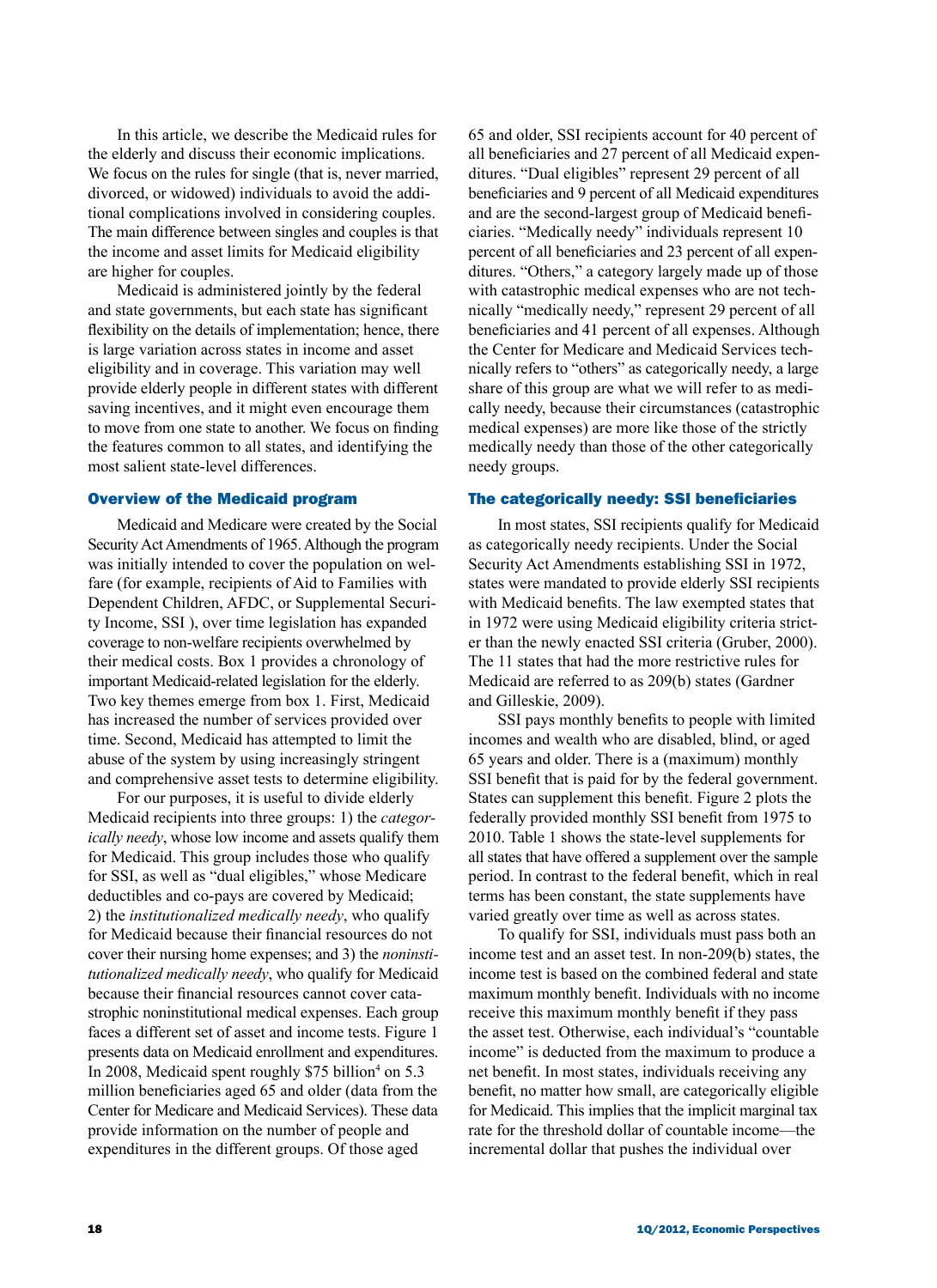In this article, we describe the Medicaid rules for the elderly and discuss their economic implications. We focus on the rules for single (that is, never married, divorced, or widowed) individuals to avoid the additional complications involved in considering couples. The main difference between singles and couples is that the income and asset limits for Medicaid eligibility are higher for couples.

Medicaid is administered jointly by the federal and state governments, but each state has significant flexibility on the details of implementation; hence, there is large variation across states in income and asset eligibility and in coverage. This variation may well provide elderly people in different states with different saving incentives, and it might even encourage them to move from one state to another. We focus on finding the features common to all states, and identifying the most salient state-level differences.

### Overview of the Medicaid program

Medicaid and Medicare were created by the Social Security Act Amendments of 1965. Although the program was initially intended to cover the population on welfare (for example, recipients of Aid to Families with Dependent Children, AFDC, or Supplemental Security Income, SSI ), over time legislation has expanded coverage to non-welfare recipients overwhelmed by their medical costs. Box 1 provides a chronology of important Medicaid-related legislation for the elderly. Two key themes emerge from box 1. First, Medicaid has increased the number of services provided over time. Second, Medicaid has attempted to limit the abuse of the system by using increasingly stringent and comprehensive asset tests to determine eligibility.

For our purposes, it is useful to divide elderly Medicaid recipients into three groups: 1) the *categorically needy*, whose low income and assets qualify them for Medicaid. This group includes those who qualify for SSI, as well as "dual eligibles," whose Medicare deductibles and co-pays are covered by Medicaid; 2) the *institutionalized medically needy*, who qualify for Medicaid because their financial resources do not cover their nursing home expenses; and 3) the *noninstitutionalized medically needy*, who qualify for Medicaid because their financial resources cannot cover catastrophic noninstitutional medical expenses. Each group faces a different set of asset and income tests. Figure 1 presents data on Medicaid enrollment and expenditures. In 2008, Medicaid spent roughly $75 billion[4] on 5.3 million beneficiaries aged 65 and older (data from the Center for Medicare and Medicaid Services). These data provide information on the number of people and expenditures in the different groups. Of those aged 65 and older, SSI recipients account for 40 percent of all beneficiaries and 27 percent of all Medicaid expenditures. "Dual eligibles" represent 29 percent of all beneficiaries and 9 percent of all Medicaid expenditures and are the second-largest group of Medicaid beneficiaries. "Medically needy" individuals represent 10 percent of all beneficiaries and 23 percent of all expenditures. "Others," a category largely made up of those with catastrophic medical expenses who are not technically "medically needy," represent 29 percent of all beneficiaries and 41 percent of all expenses. Although the Center for Medicare and Medicaid Services technically refers to "others" as categorically needy, a large share of this group are what we will refer to as medically needy, because their circumstances (catastrophic medical expenses) are more like those of the strictly medically needy than those of the other categorically needy groups.

### The categorically needy: SSI beneficiaries

In most states, SSI recipients qualify for Medicaid as categorically needy recipients. Under the Social Security Act Amendments establishing SSI in 1972, states were mandated to provide elderly SSI recipients with Medicaid benefits. The law exempted states that in 1972 were using Medicaid eligibility criteria stricter than the newly enacted SSI criteria (Gruber, 2000). The 11 states that had the more restrictive rules for Medicaid are referred to as 209(b) states (Gardner and Gilleskie, 2009).

SSI pays monthly benefits to people with limited incomes and wealth who are disabled, blind, or aged 65 years and older. There is a (maximum) monthly SSI benefit that is paid for by the federal government. States can supplement this benefit. Figure 2 plots the federally provided monthly SSI benefit from 1975 to 2010. Table 1 shows the state-level supplements for all states that have offered a supplement over the sample period. In contrast to the federal benefit, which in real terms has been constant, the state supplements have varied greatly over time as well as across states.

To qualify for SSI, individuals must pass both an income test and an asset test. In non-209(b) states, the income test is based on the combined federal and state maximum monthly benefit. Individuals with no income receive this maximum monthly benefit if they pass the asset test. Otherwise, each individual's "countable income" is deducted from the maximum to produce a net benefit. In most states, individuals receiving any benefit, no matter how small, are categorically eligible for Medicaid. This implies that the implicit marginal tax rate for the threshold dollar of countable income—the incremental dollar that pushes the individual over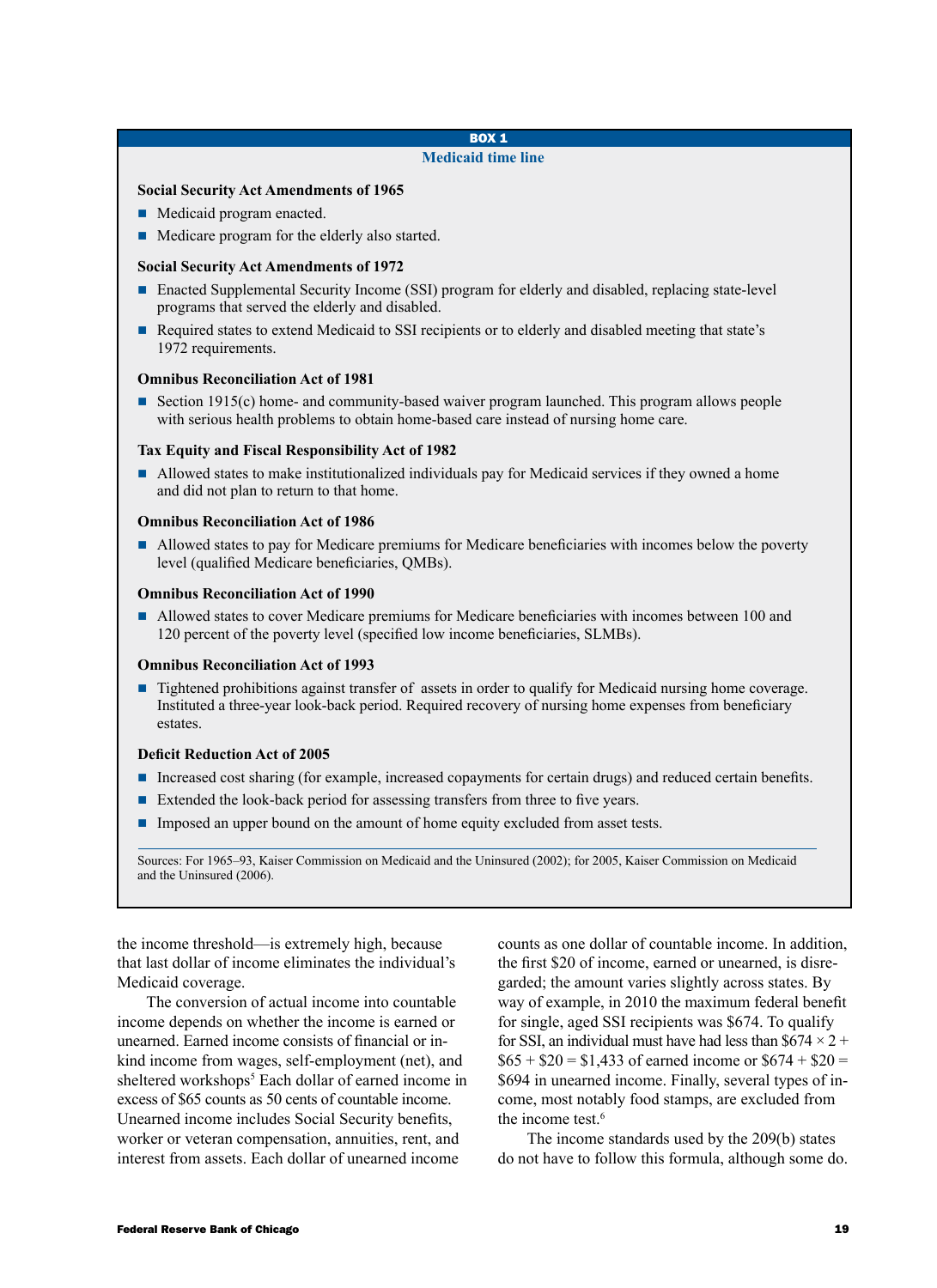**BOX 1**

**Medicaid time line**

**Social Security Act Amendments of 1965**

- Medicaid program enacted.
- Medicare program for the elderly also started.

**Social Security Act Amendments of 1972**

- Enacted Supplemental Security Income (SSI) program for elderly and disabled, replacing state-level programs that served the elderly and disabled.
- Required states to extend Medicaid to SSI recipients or to elderly and disabled meeting that state's 1972 requirements.

**Omnibus Reconciliation Act of 1981**

- Section 1915(c) home- and community-based waiver program launched. This program allows people with serious health problems to obtain home-based care instead of nursing home care.

**Tax Equity and Fiscal Responsibility Act of 1982**

- Allowed states to make institutionalized individuals pay for Medicaid services if they owned a home and did not plan to return to that home.

**Omnibus Reconciliation Act of 1986**

- Allowed states to pay for Medicare premiums for Medicare beneficiaries with incomes below the poverty level (qualified Medicare beneficiaries, QMBs).

**Omnibus Reconciliation Act of 1990**

- Allowed states to cover Medicare premiums for Medicare beneficiaries with incomes between 100 and 120 percent of the poverty level (specified low income beneficiaries, SLMBs).

**Omnibus Reconciliation Act of 1993**

- Tightened prohibitions against transfer of assets in order to qualify for Medicaid nursing home coverage. Instituted a three-year look-back period. Required recovery of nursing home expenses from beneficiary estates.

**Deficit Reduction Act of 2005**

- Increased cost sharing (for example, increased copayments for certain drugs) and reduced certain benefits.
- Extended the look-back period for assessing transfers from three to five years.
- Imposed an upper bound on the amount of home equity excluded from asset tests.

Sources: For 1965–93, Kaiser Commission on Medicaid and the Uninsured (2002); for 2005, Kaiser Commission on Medicaid and the Uninsured (2006).

the income threshold—is extremely high, because that last dollar of income eliminates the individual's Medicaid coverage.

The conversion of actual income into countable income depends on whether the income is earned or unearned. Earned income consists of financial or in-kind income from wages, self-employment (net), and sheltered workshops[5] Each dollar of earned income in excess of $65 counts as 50 cents of countable income. Unearned income includes Social Security benefits, worker or veteran compensation, annuities, rent, and interest from assets. Each dollar of unearned income counts as one dollar of countable income. In addition, the first $20 of income, earned or unearned, is disregarded; the amount varies slightly across states. By way of example, in 2010 the maximum federal benefit for single, aged SSI recipients was $674. To qualify for SSI, an individual must have had less than $674 × 2 + $65 + $20 = $1,433 of earned income or $674 + $20 = $694 in unearned income. Finally, several types of income, most notably food stamps, are excluded from the income test.[6]

The income standards used by the 209(b) states do not have to follow this formula, although some do.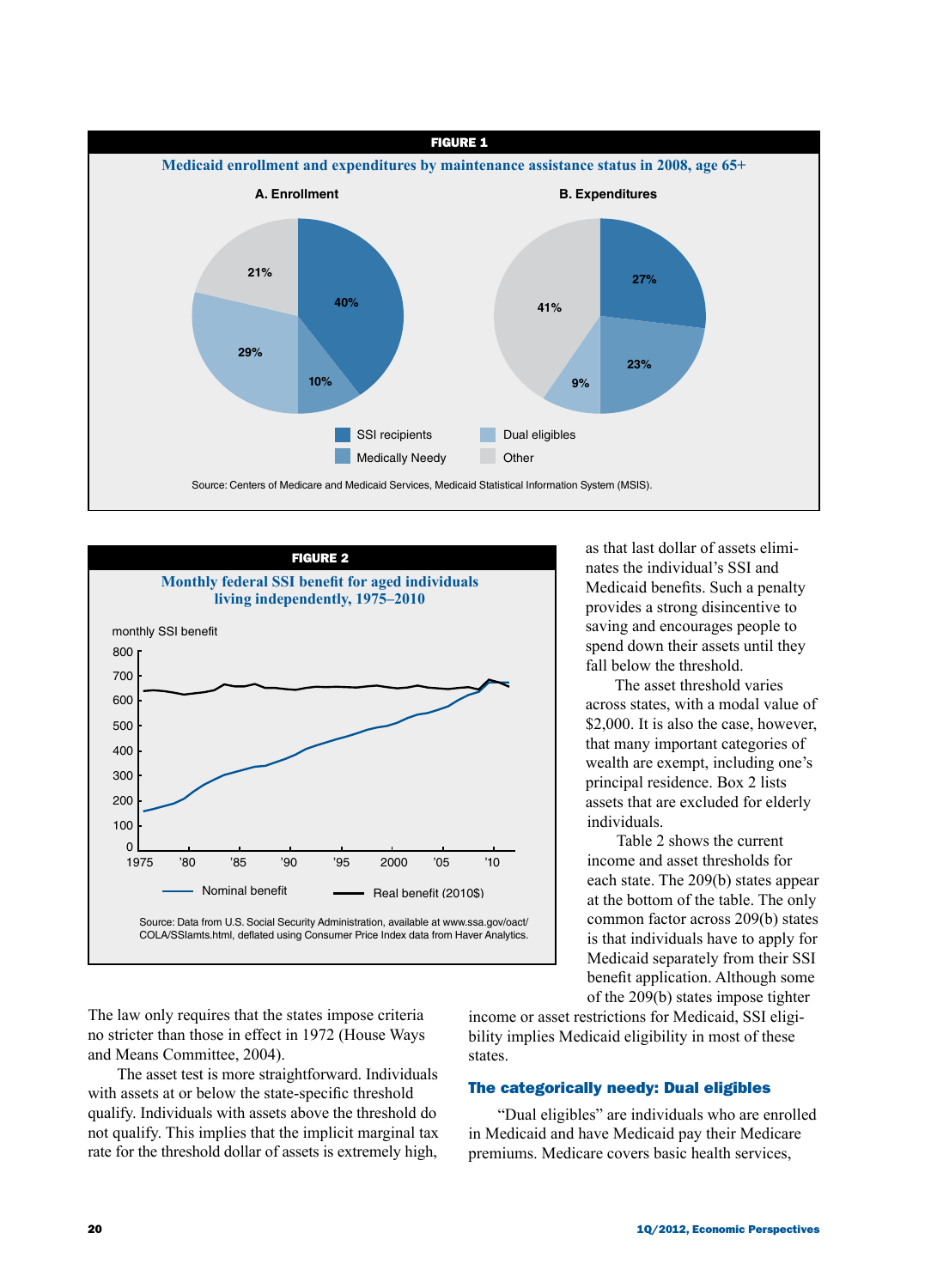**FIGURE 1**

**Medicaid enrollment and expenditures by maintenance assistance status in 2008, age 65+**

A. Enrollment: SSI recipients 40%; Medically Needy 10%; Dual eligibles 29%; Other 21%

B. Expenditures: SSI recipients 27%; Medically Needy 23%; Dual eligibles 9%; Other 41%

Source: Centers of Medicare and Medicaid Services, Medicaid Statistical Information System (MSIS).

**FIGURE 2**

**Monthly federal SSI benefit for aged individuals living independently, 1975–2010**

Source: Data from U.S. Social Security Administration, available at www.ssa.gov/oact/COLA/SSIamts.html, deflated using Consumer Price Index data from Haver Analytics.

The law only requires that the states impose criteria no stricter than those in effect in 1972 (House Ways and Means Committee, 2004).

The asset test is more straightforward. Individuals with assets at or below the state-specific threshold qualify. Individuals with assets above the threshold do not qualify. This implies that the implicit marginal tax rate for the threshold dollar of assets is extremely high, as that last dollar of assets eliminates the individual's SSI and Medicaid benefits. Such a penalty provides a strong disincentive to saving and encourages people to spend down their assets until they fall below the threshold.

The asset threshold varies across states, with a modal value of $2,000. It is also the case, however, that many important categories of wealth are exempt, including one's principal residence. Box 2 lists assets that are excluded for elderly individuals.

Table 2 shows the current income and asset thresholds for each state. The 209(b) states appear at the bottom of the table. The only common factor across 209(b) states is that individuals have to apply for Medicaid separately from their SSI benefit application. Although some of the 209(b) states impose tighter income or asset restrictions for Medicaid, SSI eligibility implies Medicaid eligibility in most of these states.

### The categorically needy: Dual eligibles

"Dual eligibles" are individuals who are enrolled in Medicaid and have Medicaid pay their Medicare premiums. Medicare covers basic health services,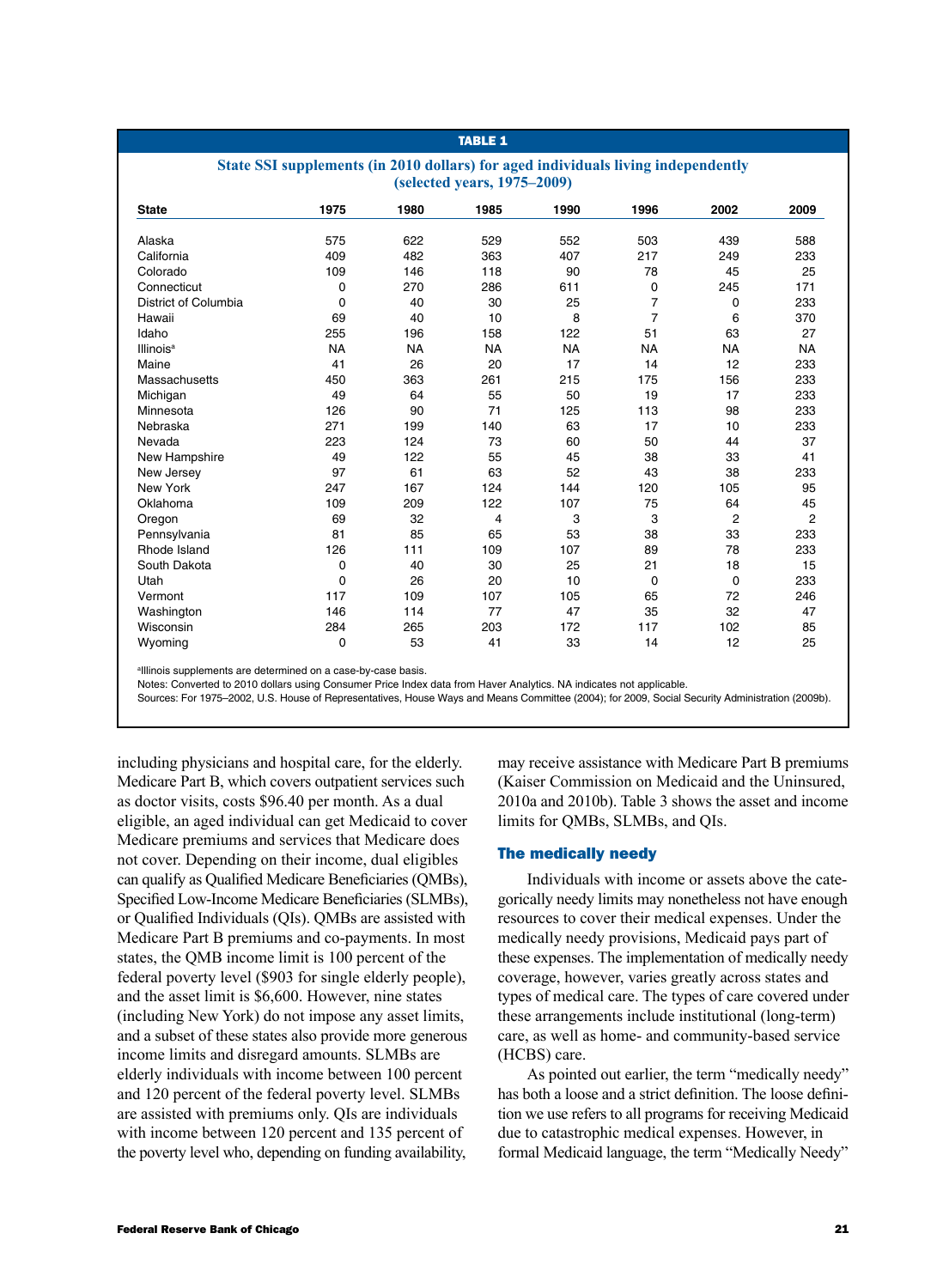**TABLE 1**

**State SSI supplements (in 2010 dollars) for aged individuals living independently (selected years, 1975–2009)**

| State | 1975 | 1980 | 1985 | 1990 | 1996 | 2002 | 2009 |
|---|---|---|---|---|---|---|---|
| Alaska | 575 | 622 | 529 | 552 | 503 | 439 | 588 |
| California | 409 | 482 | 363 | 407 | 217 | 249 | 233 |
| Colorado | 109 | 146 | 118 | 90 | 78 | 45 | 25 |
| Connecticut | 0 | 270 | 286 | 611 | 0 | 245 | 171 |
| District of Columbia | 0 | 40 | 30 | 25 | 7 | 0 | 233 |
| Hawaii | 69 | 40 | 10 | 8 | 7 | 6 | 370 |
| Idaho | 255 | 196 | 158 | 122 | 51 | 63 | 27 |
| Illinois[a] | NA | NA | NA | NA | NA | NA | NA |
| Maine | 41 | 26 | 20 | 17 | 14 | 12 | 233 |
| Massachusetts | 450 | 363 | 261 | 215 | 175 | 156 | 233 |
| Michigan | 49 | 64 | 55 | 50 | 19 | 17 | 233 |
| Minnesota | 126 | 90 | 71 | 125 | 113 | 98 | 233 |
| Nebraska | 271 | 199 | 140 | 63 | 17 | 10 | 233 |
| Nevada | 223 | 124 | 73 | 60 | 50 | 44 | 37 |
| New Hampshire | 49 | 122 | 55 | 45 | 38 | 33 | 41 |
| New Jersey | 97 | 61 | 63 | 52 | 43 | 38 | 233 |
| New York | 247 | 167 | 124 | 144 | 120 | 105 | 95 |
| Oklahoma | 109 | 209 | 122 | 107 | 75 | 64 | 45 |
| Oregon | 69 | 32 | 4 | 3 | 3 | 2 | 2 |
| Pennsylvania | 81 | 85 | 65 | 53 | 38 | 33 | 233 |
| Rhode Island | 126 | 111 | 109 | 107 | 89 | 78 | 233 |
| South Dakota | 0 | 40 | 30 | 25 | 21 | 18 | 15 |
| Utah | 0 | 26 | 20 | 10 | 0 | 0 | 233 |
| Vermont | 117 | 109 | 107 | 105 | 65 | 72 | 246 |
| Washington | 146 | 114 | 77 | 47 | 35 | 32 | 47 |
| Wisconsin | 284 | 265 | 203 | 172 | 117 | 102 | 85 |
| Wyoming | 0 | 53 | 41 | 33 | 14 | 12 | 25 |

[a]Illinois supplements are determined on a case-by-case basis.

Notes: Converted to 2010 dollars using Consumer Price Index data from Haver Analytics. NA indicates not applicable.

Sources: For 1975–2002, U.S. House of Representatives, House Ways and Means Committee (2004); for 2009, Social Security Administration (2009b).

including physicians and hospital care, for the elderly. Medicare Part B, which covers outpatient services such as doctor visits, costs $96.40 per month. As a dual eligible, an aged individual can get Medicaid to cover Medicare premiums and services that Medicare does not cover. Depending on their income, dual eligibles can qualify as Qualified Medicare Beneficiaries (QMBs), Specified Low-Income Medicare Beneficiaries (SLMBs), or Qualified Individuals (QIs). QMBs are assisted with Medicare Part B premiums and co-payments. In most states, the QMB income limit is 100 percent of the federal poverty level ($903 for single elderly people), and the asset limit is $6,600. However, nine states (including New York) do not impose any asset limits, and a subset of these states also provide more generous income limits and disregard amounts. SLMBs are elderly individuals with income between 100 percent and 120 percent of the federal poverty level. SLMBs are assisted with premiums only. QIs are individuals with income between 120 percent and 135 percent of the poverty level who, depending on funding availability, may receive assistance with Medicare Part B premiums (Kaiser Commission on Medicaid and the Uninsured, 2010a and 2010b). Table 3 shows the asset and income limits for QMBs, SLMBs, and QIs.

## The medically needy

Individuals with income or assets above the categorically needy limits may nonetheless not have enough resources to cover their medical expenses. Under the medically needy provisions, Medicaid pays part of these expenses. The implementation of medically needy coverage, however, varies greatly across states and types of medical care. The types of care covered under these arrangements include institutional (long-term) care, as well as home- and community-based service (HCBS) care.

As pointed out earlier, the term "medically needy" has both a loose and a strict definition. The loose definition we use refers to all programs for receiving Medicaid due to catastrophic medical expenses. However, in formal Medicaid language, the term "Medically Needy"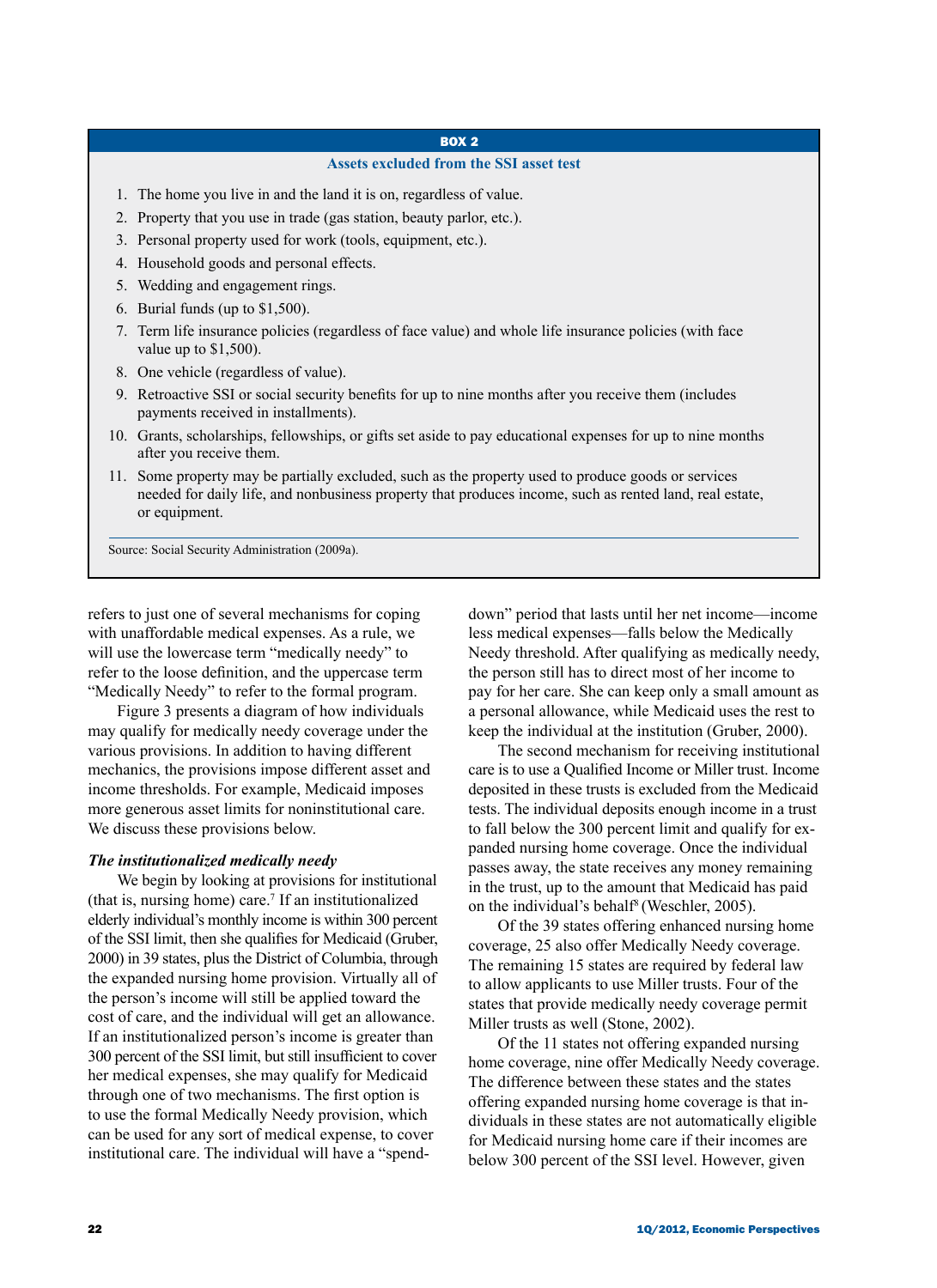**BOX 2**

**Assets excluded from the SSI asset test**

1. The home you live in and the land it is on, regardless of value.
2. Property that you use in trade (gas station, beauty parlor, etc.).
3. Personal property used for work (tools, equipment, etc.).
4. Household goods and personal effects.
5. Wedding and engagement rings.
6. Burial funds (up to $1,500).
7. Term life insurance policies (regardless of face value) and whole life insurance policies (with face value up to $1,500).
8. One vehicle (regardless of value).
9. Retroactive SSI or social security benefits for up to nine months after you receive them (includes payments received in installments).
10. Grants, scholarships, fellowships, or gifts set aside to pay educational expenses for up to nine months after you receive them.
11. Some property may be partially excluded, such as the property used to produce goods or services needed for daily life, and nonbusiness property that produces income, such as rented land, real estate, or equipment.

Source: Social Security Administration (2009a).

refers to just one of several mechanisms for coping with unaffordable medical expenses. As a rule, we will use the lowercase term "medically needy" to refer to the loose definition, and the uppercase term "Medically Needy" to refer to the formal program.

Figure 3 presents a diagram of how individuals may qualify for medically needy coverage under the various provisions. In addition to having different mechanics, the provisions impose different asset and income thresholds. For example, Medicaid imposes more generous asset limits for noninstitutional care. We discuss these provisions below.

***The institutionalized medically needy***

We begin by looking at provisions for institutional (that is, nursing home) care.[7] If an institutionalized elderly individual's monthly income is within 300 percent of the SSI limit, then she qualifies for Medicaid (Gruber, 2000) in 39 states, plus the District of Columbia, through the expanded nursing home provision. Virtually all of the person's income will still be applied toward the cost of care, and the individual will get an allowance. If an institutionalized person's income is greater than 300 percent of the SSI limit, but still insufficient to cover her medical expenses, she may qualify for Medicaid through one of two mechanisms. The first option is to use the formal Medically Needy provision, which can be used for any sort of medical expense, to cover institutional care. The individual will have a "spend-down" period that lasts until her net income—income less medical expenses—falls below the Medically Needy threshold. After qualifying as medically needy, the person still has to direct most of her income to pay for her care. She can keep only a small amount as a personal allowance, while Medicaid uses the rest to keep the individual at the institution (Gruber, 2000).

The second mechanism for receiving institutional care is to use a Qualified Income or Miller trust. Income deposited in these trusts is excluded from the Medicaid tests. The individual deposits enough income in a trust to fall below the 300 percent limit and qualify for expanded nursing home coverage. Once the individual passes away, the state receives any money remaining in the trust, up to the amount that Medicaid has paid on the individual's behalf[8] (Weschler, 2005).

Of the 39 states offering enhanced nursing home coverage, 25 also offer Medically Needy coverage. The remaining 15 states are required by federal law to allow applicants to use Miller trusts. Four of the states that provide medically needy coverage permit Miller trusts as well (Stone, 2002).

Of the 11 states not offering expanded nursing home coverage, nine offer Medically Needy coverage. The difference between these states and the states offering expanded nursing home coverage is that individuals in these states are not automatically eligible for Medicaid nursing home care if their incomes are below 300 percent of the SSI level. However, given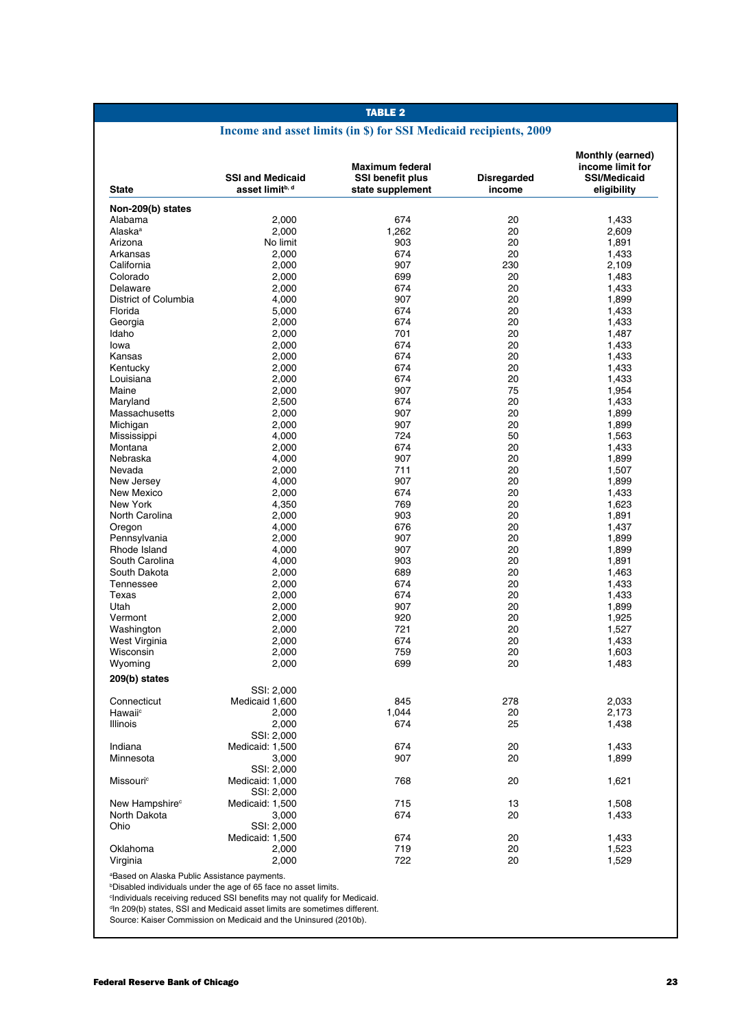**TABLE 2**

**Income and asset limits (in $) for SSI Medicaid recipients, 2009**

| State | SSI and Medicaid asset limit[b, d] | Maximum federal SSI benefit plus state supplement | Disregarded income | Monthly (earned) income limit for SSI/Medicaid eligibility |
|---|---|---|---|---|
| **Non-209(b) states** | | | | |
| Alabama | 2,000 | 674 | 20 | 1,433 |
| Alaska[a] | 2,000 | 1,262 | 20 | 2,609 |
| Arizona | No limit | 903 | 20 | 1,891 |
| Arkansas | 2,000 | 674 | 20 | 1,433 |
| California | 2,000 | 907 | 230 | 2,109 |
| Colorado | 2,000 | 699 | 20 | 1,483 |
| Delaware | 2,000 | 674 | 20 | 1,433 |
| District of Columbia | 4,000 | 907 | 20 | 1,899 |
| Florida | 5,000 | 674 | 20 | 1,433 |
| Georgia | 2,000 | 674 | 20 | 1,433 |
| Idaho | 2,000 | 701 | 20 | 1,487 |
| Iowa | 2,000 | 674 | 20 | 1,433 |
| Kansas | 2,000 | 674 | 20 | 1,433 |
| Kentucky | 2,000 | 674 | 20 | 1,433 |
| Louisiana | 2,000 | 674 | 20 | 1,433 |
| Maine | 2,000 | 907 | 75 | 1,954 |
| Maryland | 2,500 | 674 | 20 | 1,433 |
| Massachusetts | 2,000 | 907 | 20 | 1,899 |
| Michigan | 2,000 | 907 | 20 | 1,899 |
| Mississippi | 4,000 | 724 | 50 | 1,563 |
| Montana | 2,000 | 674 | 20 | 1,433 |
| Nebraska | 4,000 | 907 | 20 | 1,899 |
| Nevada | 2,000 | 711 | 20 | 1,507 |
| New Jersey | 4,000 | 907 | 20 | 1,899 |
| New Mexico | 2,000 | 674 | 20 | 1,433 |
| New York | 4,350 | 769 | 20 | 1,623 |
| North Carolina | 2,000 | 903 | 20 | 1,891 |
| Oregon | 4,000 | 676 | 20 | 1,437 |
| Pennsylvania | 2,000 | 907 | 20 | 1,899 |
| Rhode Island | 4,000 | 907 | 20 | 1,899 |
| South Carolina | 4,000 | 903 | 20 | 1,891 |
| South Dakota | 2,000 | 689 | 20 | 1,463 |
| Tennessee | 2,000 | 674 | 20 | 1,433 |
| Texas | 2,000 | 674 | 20 | 1,433 |
| Utah | 2,000 | 907 | 20 | 1,899 |
| Vermont | 2,000 | 920 | 20 | 1,925 |
| Washington | 2,000 | 721 | 20 | 1,527 |
| West Virginia | 2,000 | 674 | 20 | 1,433 |
| Wisconsin | 2,000 | 759 | 20 | 1,603 |
| Wyoming | 2,000 | 699 | 20 | 1,483 |
| **209(b) states** | | | | |
| Connecticut | SSI: 2,000 Medicaid 1,600 | 845 | 278 | 2,033 |
| Hawaii[c] | 2,000 | 1,044 | 20 | 2,173 |
| Illinois | 2,000 | 674 | 25 | 1,438 |
| Indiana | SSI: 2,000 Medicaid: 1,500 | 674 | 20 | 1,433 |
| Minnesota | 3,000 | 907 | 20 | 1,899 |
| Missouri[c] | SSI: 2,000 Medicaid: 1,000 | 768 | 20 | 1,621 |
| New Hampshire[c] | SSI: 2,000 Medicaid: 1,500 | 715 | 13 | 1,508 |
| North Dakota | 3,000 | 674 | 20 | 1,433 |
| Ohio | SSI: 2,000 Medicaid: 1,500 | 674 | 20 | 1,433 |
| Oklahoma | 2,000 | 719 | 20 | 1,523 |
| Virginia | 2,000 | 722 | 20 | 1,529 |

[a]Based on Alaska Public Assistance payments.
[b]Disabled individuals under the age of 65 face no asset limits.
[c]Individuals receiving reduced SSI benefits may not qualify for Medicaid.
[d]In 209(b) states, SSI and Medicaid asset limits are sometimes different.
Source: Kaiser Commission on Medicaid and the Uninsured (2010b).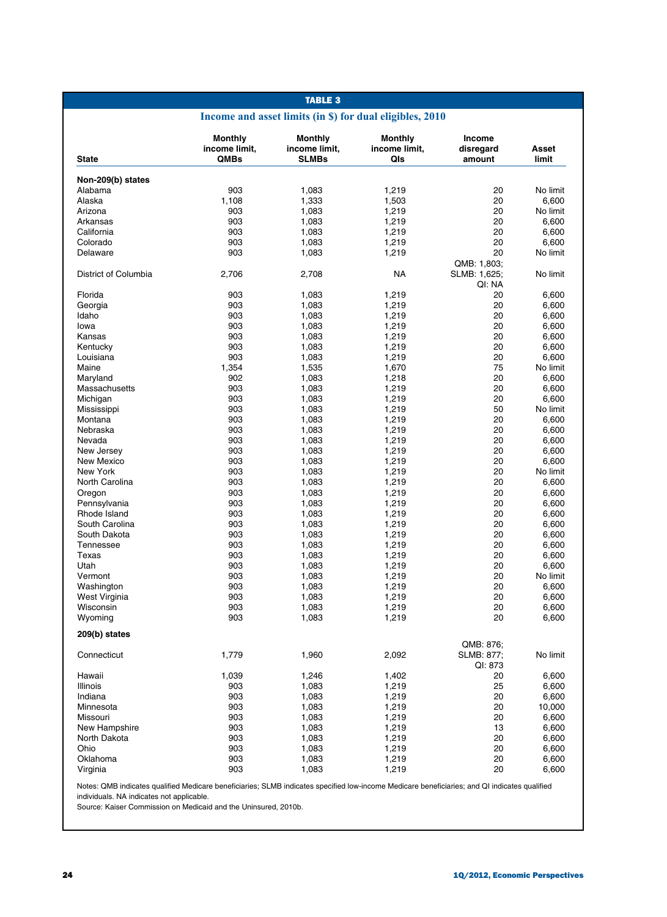**TABLE 3**

**Income and asset limits (in $) for dual eligibles, 2010**

| State | Monthly income limit, QMBs | Monthly income limit, SLMBs | Monthly income limit, QIs | Income disregard amount | Asset limit |
|---|---|---|---|---|---|
| **Non-209(b) states** | | | | | |
| Alabama | 903 | 1,083 | 1,219 | 20 | No limit |
| Alaska | 1,108 | 1,333 | 1,503 | 20 | 6,600 |
| Arizona | 903 | 1,083 | 1,219 | 20 | No limit |
| Arkansas | 903 | 1,083 | 1,219 | 20 | 6,600 |
| California | 903 | 1,083 | 1,219 | 20 | 6,600 |
| Colorado | 903 | 1,083 | 1,219 | 20 | 6,600 |
| Delaware | 903 | 1,083 | 1,219 | 20 | No limit |
| District of Columbia | 2,706 | 2,708 | NA | QMB: 1,803; SLMB: 1,625; QI: NA | No limit |
| Florida | 903 | 1,083 | 1,219 | 20 | 6,600 |
| Georgia | 903 | 1,083 | 1,219 | 20 | 6,600 |
| Idaho | 903 | 1,083 | 1,219 | 20 | 6,600 |
| Iowa | 903 | 1,083 | 1,219 | 20 | 6,600 |
| Kansas | 903 | 1,083 | 1,219 | 20 | 6,600 |
| Kentucky | 903 | 1,083 | 1,219 | 20 | 6,600 |
| Louisiana | 903 | 1,083 | 1,219 | 20 | 6,600 |
| Maine | 1,354 | 1,535 | 1,670 | 75 | No limit |
| Maryland | 902 | 1,083 | 1,218 | 20 | 6,600 |
| Massachusetts | 903 | 1,083 | 1,219 | 20 | 6,600 |
| Michigan | 903 | 1,083 | 1,219 | 20 | 6,600 |
| Mississippi | 903 | 1,083 | 1,219 | 50 | No limit |
| Montana | 903 | 1,083 | 1,219 | 20 | 6,600 |
| Nebraska | 903 | 1,083 | 1,219 | 20 | 6,600 |
| Nevada | 903 | 1,083 | 1,219 | 20 | 6,600 |
| New Jersey | 903 | 1,083 | 1,219 | 20 | 6,600 |
| New Mexico | 903 | 1,083 | 1,219 | 20 | 6,600 |
| New York | 903 | 1,083 | 1,219 | 20 | No limit |
| North Carolina | 903 | 1,083 | 1,219 | 20 | 6,600 |
| Oregon | 903 | 1,083 | 1,219 | 20 | 6,600 |
| Pennsylvania | 903 | 1,083 | 1,219 | 20 | 6,600 |
| Rhode Island | 903 | 1,083 | 1,219 | 20 | 6,600 |
| South Carolina | 903 | 1,083 | 1,219 | 20 | 6,600 |
| South Dakota | 903 | 1,083 | 1,219 | 20 | 6,600 |
| Tennessee | 903 | 1,083 | 1,219 | 20 | 6,600 |
| Texas | 903 | 1,083 | 1,219 | 20 | 6,600 |
| Utah | 903 | 1,083 | 1,219 | 20 | 6,600 |
| Vermont | 903 | 1,083 | 1,219 | 20 | No limit |
| Washington | 903 | 1,083 | 1,219 | 20 | 6,600 |
| West Virginia | 903 | 1,083 | 1,219 | 20 | 6,600 |
| Wisconsin | 903 | 1,083 | 1,219 | 20 | 6,600 |
| Wyoming | 903 | 1,083 | 1,219 | 20 | 6,600 |
| **209(b) states** | | | | | |
| Connecticut | 1,779 | 1,960 | 2,092 | QMB: 876; SLMB: 877; QI: 873 | No limit |
| Hawaii | 1,039 | 1,246 | 1,402 | 20 | 6,600 |
| Illinois | 903 | 1,083 | 1,219 | 25 | 6,600 |
| Indiana | 903 | 1,083 | 1,219 | 20 | 6,600 |
| Minnesota | 903 | 1,083 | 1,219 | 20 | 10,000 |
| Missouri | 903 | 1,083 | 1,219 | 20 | 6,600 |
| New Hampshire | 903 | 1,083 | 1,219 | 13 | 6,600 |
| North Dakota | 903 | 1,083 | 1,219 | 20 | 6,600 |
| Ohio | 903 | 1,083 | 1,219 | 20 | 6,600 |
| Oklahoma | 903 | 1,083 | 1,219 | 20 | 6,600 |
| Virginia | 903 | 1,083 | 1,219 | 20 | 6,600 |

Notes: QMB indicates qualified Medicare beneficiaries; SLMB indicates specified low-income Medicare beneficiaries; and QI indicates qualified individuals. NA indicates not applicable.
Source: Kaiser Commission on Medicaid and the Uninsured, 2010b.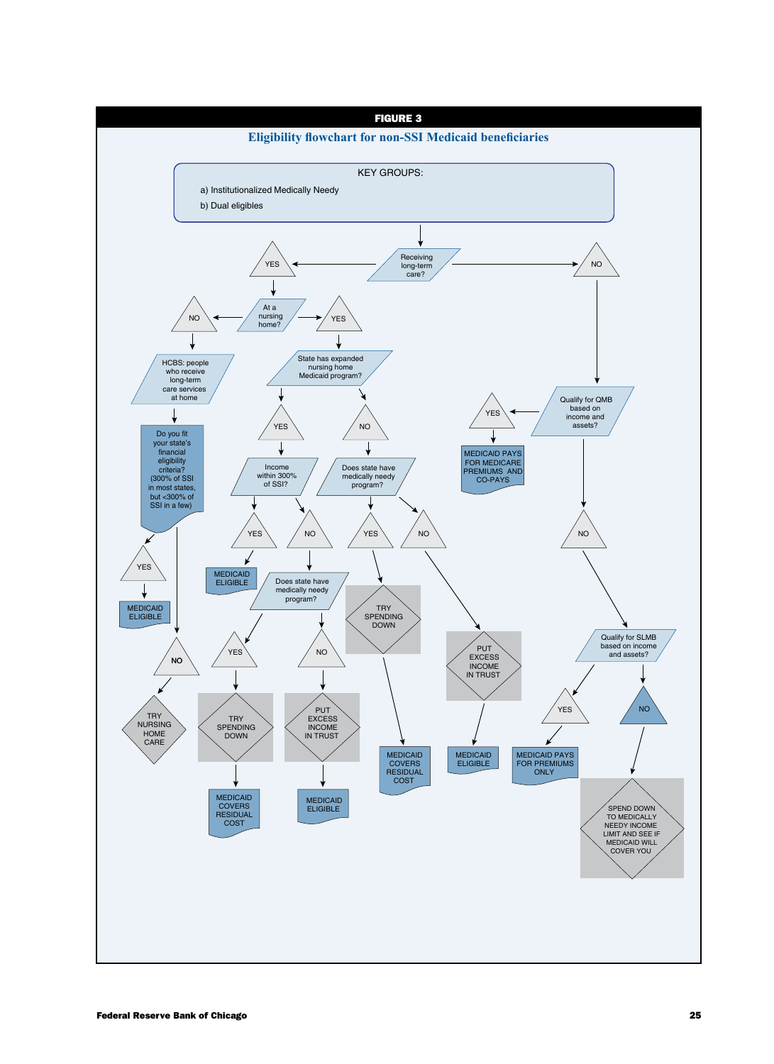**FIGURE 3**

**Eligibility flowchart for non-SSI Medicaid beneficiaries**

KEY GROUPS:

a) Institutionalized Medically Needy

b) Dual eligibles

- Receiving long-term care?
  - YES
    - At a nursing home?
      - NO
        - HCBS: people who receive long-term care services at home
          - Do you fit your state's financial eligibility criteria? (300% of SSI in most states, but <300% of SSI in a few)
            - YES
              - MEDICAID ELIGIBLE
            - NO
              - TRY NURSING HOME CARE
      - YES
        - State has expanded nursing home Medicaid program?
          - YES
            - Income within 300% of SSI?
              - YES
                - MEDICAID ELIGIBLE
              - NO
                - Does state have medically needy program?
                  - YES
                    - TRY SPENDING DOWN
                      - MEDICAID COVERS RESIDUAL COST
                  - NO
                    - PUT EXCESS INCOME IN TRUST
                      - MEDICAID ELIGIBLE
          - NO
            - Does state have medically needy program?
              - YES
                - TRY SPENDING DOWN
                  - MEDICAID COVERS RESIDUAL COST
              - NO
                - PUT EXCESS INCOME IN TRUST
                  - MEDICAID ELIGIBLE
  - NO
    - Qualify for QMB based on income and assets?
      - YES
        - MEDICAID PAYS FOR MEDICARE PREMIUMS AND CO-PAYS
      - NO
        - Qualify for SLMB based on income and assets?
          - YES
            - MEDICAID PAYS FOR PREMIUMS ONLY
          - NO
            - SPEND DOWN TO MEDICALLY NEEDY INCOME LIMIT AND SEE IF MEDICAID WILL COVER YOU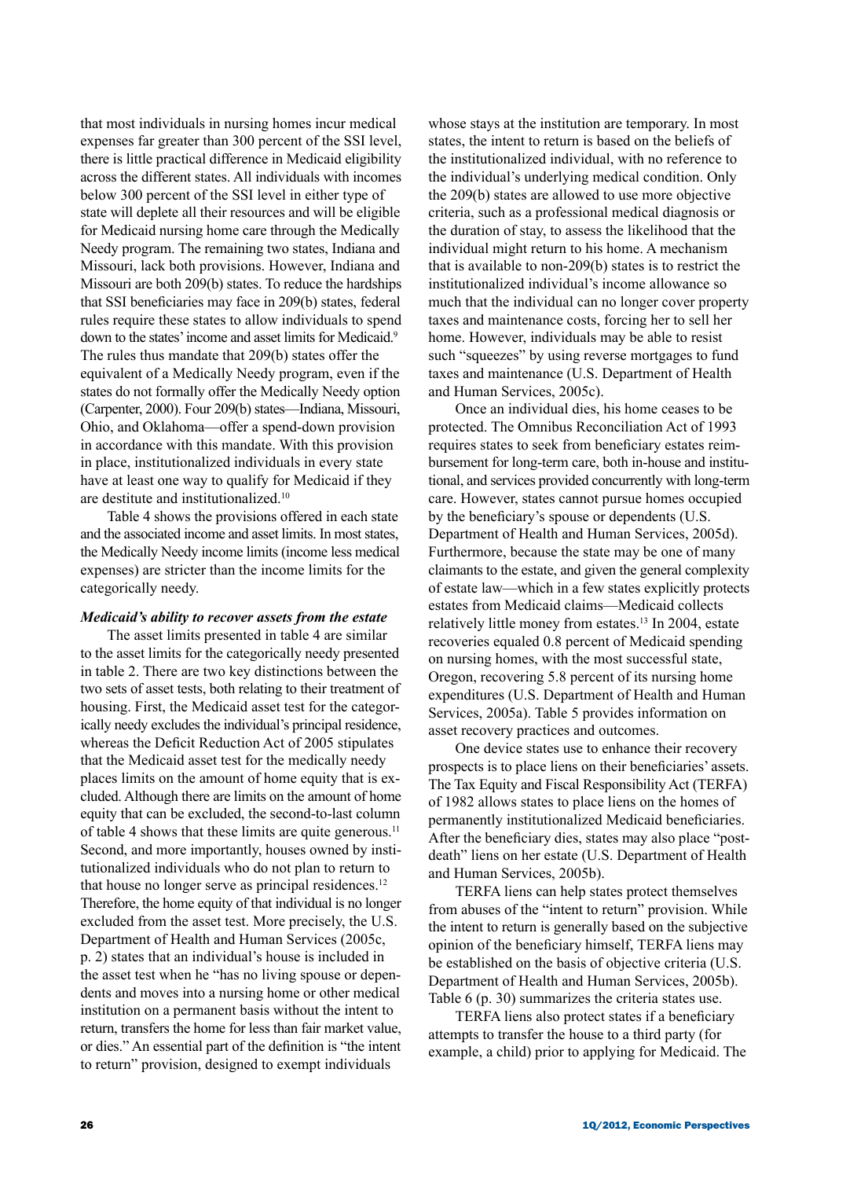that most individuals in nursing homes incur medical expenses far greater than 300 percent of the SSI level, there is little practical difference in Medicaid eligibility across the different states. All individuals with incomes below 300 percent of the SSI level in either type of state will deplete all their resources and will be eligible for Medicaid nursing home care through the Medically Needy program. The remaining two states, Indiana and Missouri, lack both provisions. However, Indiana and Missouri are both 209(b) states. To reduce the hardships that SSI beneficiaries may face in 209(b) states, federal rules require these states to allow individuals to spend down to the states' income and asset limits for Medicaid.[9] The rules thus mandate that 209(b) states offer the equivalent of a Medically Needy program, even if the states do not formally offer the Medically Needy option (Carpenter, 2000). Four 209(b) states—Indiana, Missouri, Ohio, and Oklahoma—offer a spend-down provision in accordance with this mandate. With this provision in place, institutionalized individuals in every state have at least one way to qualify for Medicaid if they are destitute and institutionalized.[10]

Table 4 shows the provisions offered in each state and the associated income and asset limits. In most states, the Medically Needy income limits (income less medical expenses) are stricter than the income limits for the categorically needy.

***Medicaid's ability to recover assets from the estate***

The asset limits presented in table 4 are similar to the asset limits for the categorically needy presented in table 2. There are two key distinctions between the two sets of asset tests, both relating to their treatment of housing. First, the Medicaid asset test for the categorically needy excludes the individual's principal residence, whereas the Deficit Reduction Act of 2005 stipulates that the Medicaid asset test for the medically needy places limits on the amount of home equity that is excluded. Although there are limits on the amount of home equity that can be excluded, the second-to-last column of table 4 shows that these limits are quite generous.[11] Second, and more importantly, houses owned by institutionalized individuals who do not plan to return to that house no longer serve as principal residences.[12] Therefore, the home equity of that individual is no longer excluded from the asset test. More precisely, the U.S. Department of Health and Human Services (2005c, p. 2) states that an individual's house is included in the asset test when he "has no living spouse or dependents and moves into a nursing home or other medical institution on a permanent basis without the intent to return, transfers the home for less than fair market value, or dies." An essential part of the definition is "the intent to return" provision, designed to exempt individuals whose stays at the institution are temporary. In most states, the intent to return is based on the beliefs of the institutionalized individual, with no reference to the individual's underlying medical condition. Only the 209(b) states are allowed to use more objective criteria, such as a professional medical diagnosis or the duration of stay, to assess the likelihood that the individual might return to his home. A mechanism that is available to non-209(b) states is to restrict the institutionalized individual's income allowance so much that the individual can no longer cover property taxes and maintenance costs, forcing her to sell her home. However, individuals may be able to resist such "squeezes" by using reverse mortgages to fund taxes and maintenance (U.S. Department of Health and Human Services, 2005c).

Once an individual dies, his home ceases to be protected. The Omnibus Reconciliation Act of 1993 requires states to seek from beneficiary estates reimbursement for long-term care, both in-house and institutional, and services provided concurrently with long-term care. However, states cannot pursue homes occupied by the beneficiary's spouse or dependents (U.S. Department of Health and Human Services, 2005d). Furthermore, because the state may be one of many claimants to the estate, and given the general complexity of estate law—which in a few states explicitly protects estates from Medicaid claims—Medicaid collects relatively little money from estates.[13] In 2004, estate recoveries equaled 0.8 percent of Medicaid spending on nursing homes, with the most successful state, Oregon, recovering 5.8 percent of its nursing home expenditures (U.S. Department of Health and Human Services, 2005a). Table 5 provides information on asset recovery practices and outcomes.

One device states use to enhance their recovery prospects is to place liens on their beneficiaries' assets. The Tax Equity and Fiscal Responsibility Act (TERFA) of 1982 allows states to place liens on the homes of permanently institutionalized Medicaid beneficiaries. After the beneficiary dies, states may also place "post-death" liens on her estate (U.S. Department of Health and Human Services, 2005b).

TERFA liens can help states protect themselves from abuses of the "intent to return" provision. While the intent to return is generally based on the subjective opinion of the beneficiary himself, TERFA liens may be established on the basis of objective criteria (U.S. Department of Health and Human Services, 2005b). Table 6 (p. 30) summarizes the criteria states use.

TERFA liens also protect states if a beneficiary attempts to transfer the house to a third party (for example, a child) prior to applying for Medicaid. The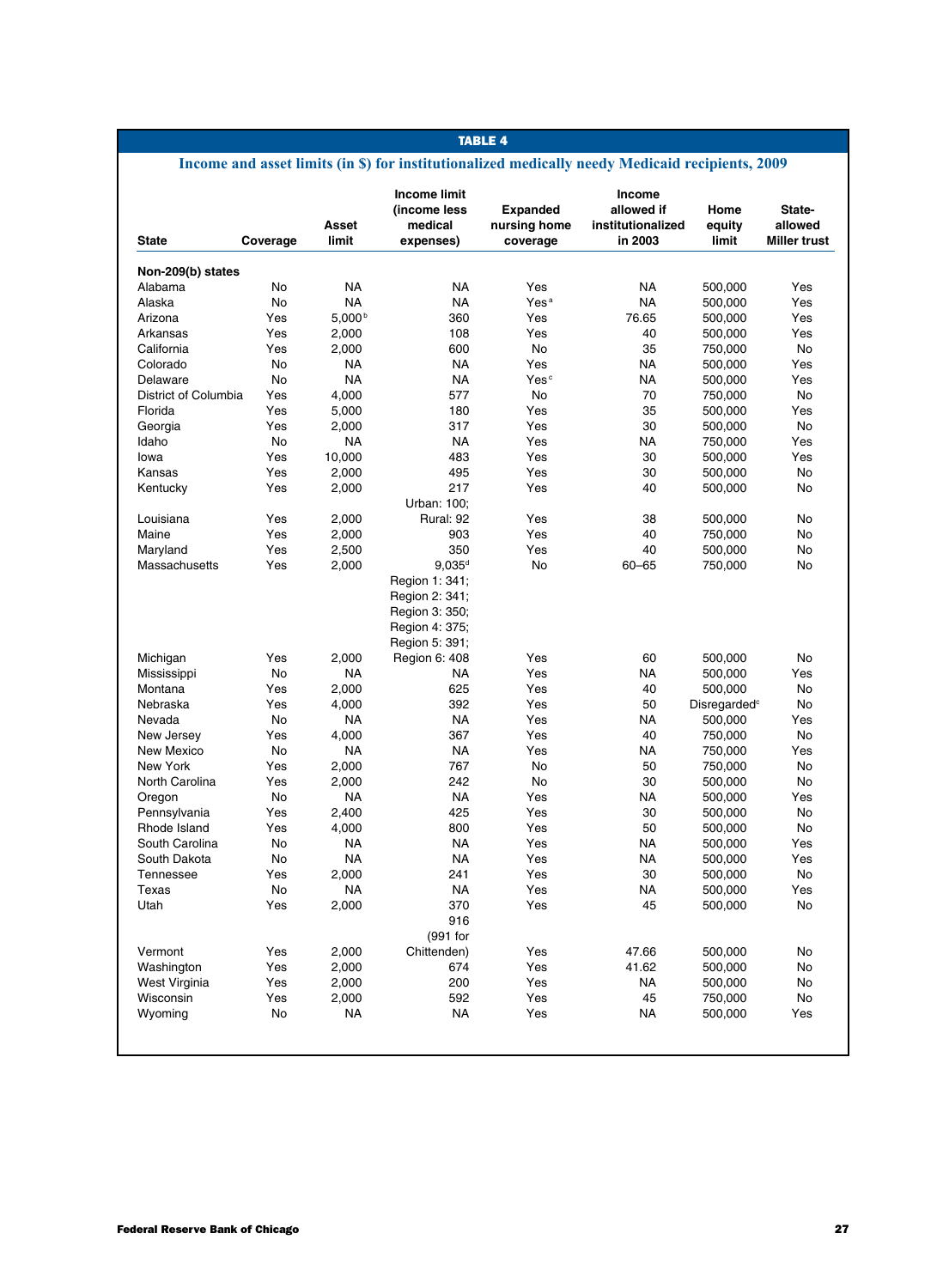**TABLE 4**

**Income and asset limits (in $) for institutionalized medically needy Medicaid recipients, 2009**

| State | Coverage | Asset limit | Income limit (income less medical expenses) | Expanded nursing home coverage | Income allowed if institutionalized in 2003 | Home equity limit | State-allowed Miller trust |
|---|---|---|---|---|---|---|---|
| **Non-209(b) states** | | | | | | | |
| Alabama | No | NA | NA | Yes | NA | 500,000 | Yes |
| Alaska | No | NA | NA | Yes[a] | NA | 500,000 | Yes |
| Arizona | Yes | 5,000[b] | 360 | Yes | 76.65 | 500,000 | Yes |
| Arkansas | Yes | 2,000 | 108 | Yes | 40 | 500,000 | Yes |
| California | Yes | 2,000 | 600 | No | 35 | 750,000 | No |
| Colorado | No | NA | NA | Yes | NA | 500,000 | Yes |
| Delaware | No | NA | NA | Yes[c] | NA | 500,000 | Yes |
| District of Columbia | Yes | 4,000 | 577 | No | 70 | 750,000 | No |
| Florida | Yes | 5,000 | 180 | Yes | 35 | 500,000 | Yes |
| Georgia | Yes | 2,000 | 317 | Yes | 30 | 500,000 | No |
| Idaho | No | NA | NA | Yes | NA | 750,000 | Yes |
| Iowa | Yes | 10,000 | 483 | Yes | 30 | 500,000 | Yes |
| Kansas | Yes | 2,000 | 495 | Yes | 30 | 500,000 | No |
| Kentucky | Yes | 2,000 | 217 | Yes | 40 | 500,000 | No |
| Louisiana | Yes | 2,000 | Urban: 100; Rural: 92 | Yes | 38 | 500,000 | No |
| Maine | Yes | 2,000 | 903 | Yes | 40 | 750,000 | No |
| Maryland | Yes | 2,500 | 350 | Yes | 40 | 500,000 | No |
| Massachusetts | Yes | 2,000 | 9,035[d] | No | 60–65 | 750,000 | No |
| Michigan | Yes | 2,000 | Region 1: 341; Region 2: 341; Region 3: 350; Region 4: 375; Region 5: 391; Region 6: 408 | Yes | 60 | 500,000 | No |
| Mississippi | No | NA | NA | Yes | NA | 500,000 | Yes |
| Montana | Yes | 2,000 | 625 | Yes | 40 | 500,000 | No |
| Nebraska | Yes | 4,000 | 392 | Yes | 50 | Disregarded[c] | No |
| Nevada | No | NA | NA | Yes | NA | 500,000 | Yes |
| New Jersey | Yes | 4,000 | 367 | Yes | 40 | 750,000 | No |
| New Mexico | No | NA | NA | Yes | NA | 750,000 | Yes |
| New York | Yes | 2,000 | 767 | No | 50 | 750,000 | No |
| North Carolina | Yes | 2,000 | 242 | No | 30 | 500,000 | No |
| Oregon | No | NA | NA | Yes | NA | 500,000 | Yes |
| Pennsylvania | Yes | 2,400 | 425 | Yes | 30 | 500,000 | No |
| Rhode Island | Yes | 4,000 | 800 | Yes | 50 | 500,000 | No |
| South Carolina | No | NA | NA | Yes | NA | 500,000 | Yes |
| South Dakota | No | NA | NA | Yes | NA | 500,000 | Yes |
| Tennessee | Yes | 2,000 | 241 | Yes | 30 | 500,000 | No |
| Texas | No | NA | NA | Yes | NA | 500,000 | Yes |
| Utah | Yes | 2,000 | 370 | Yes | 45 | 500,000 | No |
| Vermont | Yes | 2,000 | 916 (991 for Chittenden) | Yes | 47.66 | 500,000 | No |
| Washington | Yes | 2,000 | 674 | Yes | 41.62 | 500,000 | No |
| West Virginia | Yes | 2,000 | 200 | Yes | NA | 500,000 | No |
| Wisconsin | Yes | 2,000 | 592 | Yes | 45 | 750,000 | No |
| Wyoming | No | NA | NA | Yes | NA | 500,000 | Yes |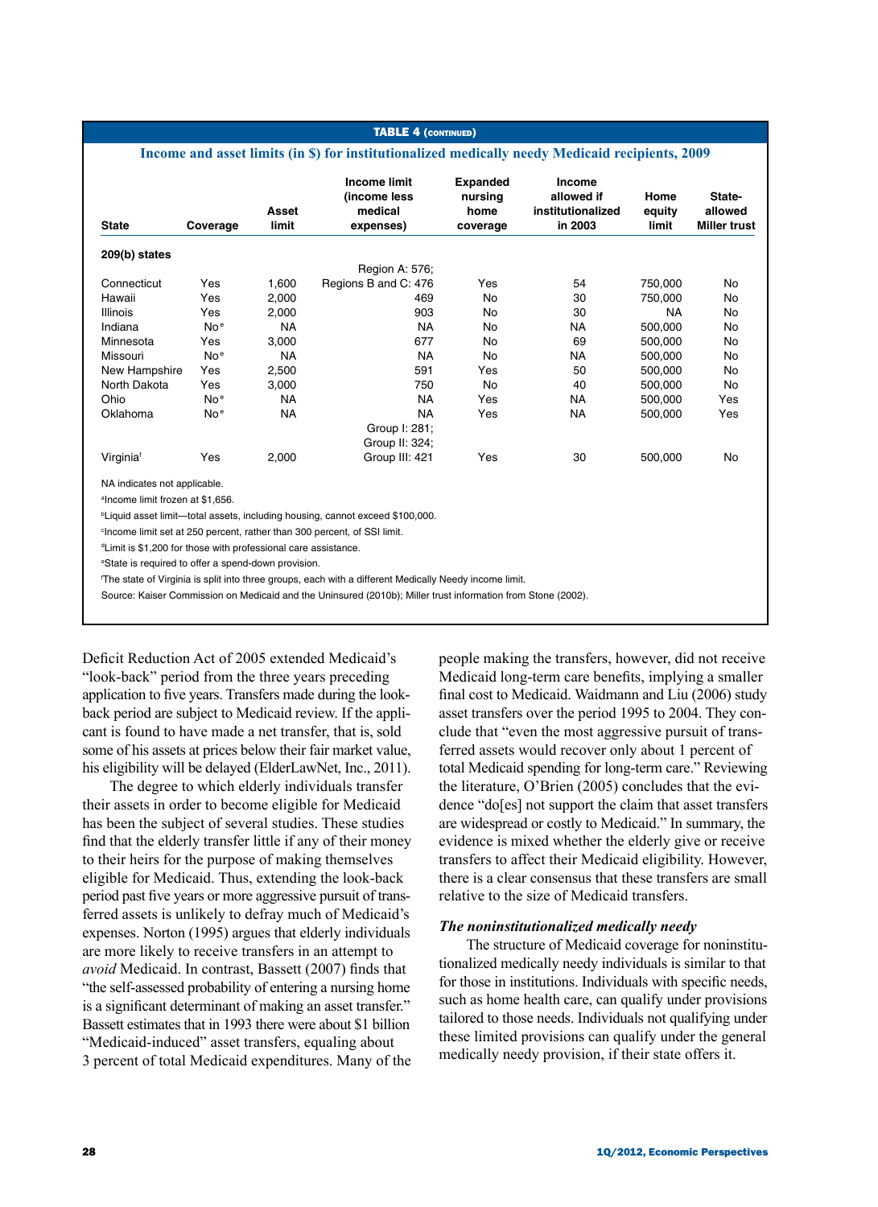**TABLE 4 (continued)**

**Income and asset limits (in $) for institutionalized medically needy Medicaid recipients, 2009**

| State | Coverage | Asset limit | Income limit (income less medical expenses) | Expanded nursing home coverage | Income allowed if institutionalized in 2003 | Home equity limit | State-allowed Miller trust |
|---|---|---|---|---|---|---|---|
| **209(b) states** | | | | | | | |
| Connecticut | Yes | 1,600 | Region A: 576; Regions B and C: 476 | Yes | 54 | 750,000 | No |
| Hawaii | Yes | 2,000 | 469 | No | 30 | 750,000 | No |
| Illinois | Yes | 2,000 | 903 | No | 30 | NA | No |
| Indiana | No[e] | NA | NA | No | NA | 500,000 | No |
| Minnesota | Yes | 3,000 | 677 | No | 69 | 500,000 | No |
| Missouri | No[e] | NA | NA | No | NA | 500,000 | No |
| New Hampshire | Yes | 2,500 | 591 | Yes | 50 | 500,000 | No |
| North Dakota | Yes | 3,000 | 750 | No | 40 | 500,000 | No |
| Ohio | No[e] | NA | NA | Yes | NA | 500,000 | Yes |
| Oklahoma | No[e] | NA | NA | Yes | NA | 500,000 | Yes |
| Virginia[f] | Yes | 2,000 | Group I: 281; Group II: 324; Group III: 421 | Yes | 30 | 500,000 | No |

NA indicates not applicable.

[a]Income limit frozen at $1,656.

[b]Liquid asset limit—total assets, including housing, cannot exceed $100,000.

[c]Income limit set at 250 percent, rather than 300 percent, of SSI limit.

[d]Limit is $1,200 for those with professional care assistance.

[e]State is required to offer a spend-down provision.

[f]The state of Virginia is split into three groups, each with a different Medically Needy income limit.

Source: Kaiser Commission on Medicaid and the Uninsured (2010b); Miller trust information from Stone (2002).

Deficit Reduction Act of 2005 extended Medicaid's "look-back" period from the three years preceding application to five years. Transfers made during the look-back period are subject to Medicaid review. If the applicant is found to have made a net transfer, that is, sold some of his assets at prices below their fair market value, his eligibility will be delayed (ElderLawNet, Inc., 2011).

The degree to which elderly individuals transfer their assets in order to become eligible for Medicaid has been the subject of several studies. These studies find that the elderly transfer little if any of their money to their heirs for the purpose of making themselves eligible for Medicaid. Thus, extending the look-back period past five years or more aggressive pursuit of transferred assets is unlikely to defray much of Medicaid's expenses. Norton (1995) argues that elderly individuals are more likely to receive transfers in an attempt to *avoid* Medicaid. In contrast, Bassett (2007) finds that "the self-assessed probability of entering a nursing home is a significant determinant of making an asset transfer." Bassett estimates that in 1993 there were about $1 billion "Medicaid-induced" asset transfers, equaling about 3 percent of total Medicaid expenditures. Many of the people making the transfers, however, did not receive Medicaid long-term care benefits, implying a smaller final cost to Medicaid. Waidmann and Liu (2006) study asset transfers over the period 1995 to 2004. They conclude that "even the most aggressive pursuit of transferred assets would recover only about 1 percent of total Medicaid spending for long-term care." Reviewing the literature, O'Brien (2005) concludes that the evidence "do[es] not support the claim that asset transfers are widespread or costly to Medicaid." In summary, the evidence is mixed whether the elderly give or receive transfers to affect their Medicaid eligibility. However, there is a clear consensus that these transfers are small relative to the size of Medicaid transfers.

### *The noninstitutionalized medically needy*

The structure of Medicaid coverage for noninstitutionalized medically needy individuals is similar to that for those in institutions. Individuals with specific needs, such as home health care, can qualify under provisions tailored to those needs. Individuals not qualifying under these limited provisions can qualify under the general medically needy provision, if their state offers it.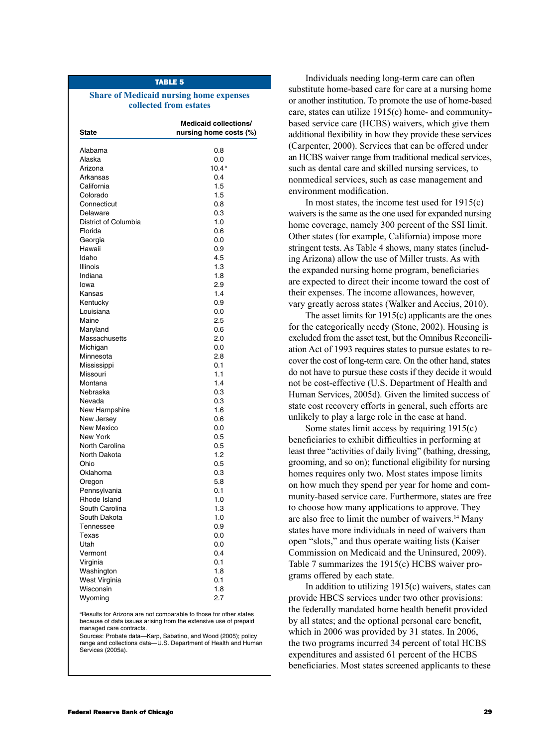**TABLE 5**

**Share of Medicaid nursing home expenses collected from estates**

| State | Medicaid collections/ nursing home costs (%) |
|---|---|
| Alabama | 0.8 |
| Alaska | 0.0 |
| Arizona | 10.4[a] |
| Arkansas | 0.4 |
| California | 1.5 |
| Colorado | 1.5 |
| Connecticut | 0.8 |
| Delaware | 0.3 |
| District of Columbia | 1.0 |
| Florida | 0.6 |
| Georgia | 0.0 |
| Hawaii | 0.9 |
| Idaho | 4.5 |
| Illinois | 1.3 |
| Indiana | 1.8 |
| Iowa | 2.9 |
| Kansas | 1.4 |
| Kentucky | 0.9 |
| Louisiana | 0.0 |
| Maine | 2.5 |
| Maryland | 0.6 |
| Massachusetts | 2.0 |
| Michigan | 0.0 |
| Minnesota | 2.8 |
| Mississippi | 0.1 |
| Missouri | 1.1 |
| Montana | 1.4 |
| Nebraska | 0.3 |
| Nevada | 0.3 |
| New Hampshire | 1.6 |
| New Jersey | 0.6 |
| New Mexico | 0.0 |
| New York | 0.5 |
| North Carolina | 0.5 |
| North Dakota | 1.2 |
| Ohio | 0.5 |
| Oklahoma | 0.3 |
| Oregon | 5.8 |
| Pennsylvania | 0.1 |
| Rhode Island | 1.0 |
| South Carolina | 1.3 |
| South Dakota | 1.0 |
| Tennessee | 0.9 |
| Texas | 0.0 |
| Utah | 0.0 |
| Vermont | 0.4 |
| Virginia | 0.1 |
| Washington | 1.8 |
| West Virginia | 0.1 |
| Wisconsin | 1.8 |
| Wyoming | 2.7 |

[a]Results for Arizona are not comparable to those for other states because of data issues arising from the extensive use of prepaid managed care contracts.
Sources: Probate data—Karp, Sabatino, and Wood (2005); policy range and collections data—U.S. Department of Health and Human Services (2005a).

Individuals needing long-term care can often substitute home-based care for care at a nursing home or another institution. To promote the use of home-based care, states can utilize 1915(c) home- and community-based service care (HCBS) waivers, which give them additional flexibility in how they provide these services (Carpenter, 2000). Services that can be offered under an HCBS waiver range from traditional medical services, such as dental care and skilled nursing services, to nonmedical services, such as case management and environment modification.

In most states, the income test used for 1915(c) waivers is the same as the one used for expanded nursing home coverage, namely 300 percent of the SSI limit. Other states (for example, California) impose more stringent tests. As Table 4 shows, many states (including Arizona) allow the use of Miller trusts. As with the expanded nursing home program, beneficiaries are expected to direct their income toward the cost of their expenses. The income allowances, however, vary greatly across states (Walker and Accius, 2010).

The asset limits for 1915(c) applicants are the ones for the categorically needy (Stone, 2002). Housing is excluded from the asset test, but the Omnibus Reconciliation Act of 1993 requires states to pursue estates to recover the cost of long-term care. On the other hand, states do not have to pursue these costs if they decide it would not be cost-effective (U.S. Department of Health and Human Services, 2005d). Given the limited success of state cost recovery efforts in general, such efforts are unlikely to play a large role in the case at hand.

Some states limit access by requiring 1915(c) beneficiaries to exhibit difficulties in performing at least three "activities of daily living" (bathing, dressing, grooming, and so on); functional eligibility for nursing homes requires only two. Most states impose limits on how much they spend per year for home and community-based service care. Furthermore, states are free to choose how many applications to approve. They are also free to limit the number of waivers.[14] Many states have more individuals in need of waivers than open "slots," and thus operate waiting lists (Kaiser Commission on Medicaid and the Uninsured, 2009). Table 7 summarizes the 1915(c) HCBS waiver programs offered by each state.

In addition to utilizing 1915(c) waivers, states can provide HBCS services under two other provisions: the federally mandated home health benefit provided by all states; and the optional personal care benefit, which in 2006 was provided by 31 states. In 2006, the two programs incurred 34 percent of total HCBS expenditures and assisted 61 percent of the HCBS beneficiaries. Most states screened applicants to these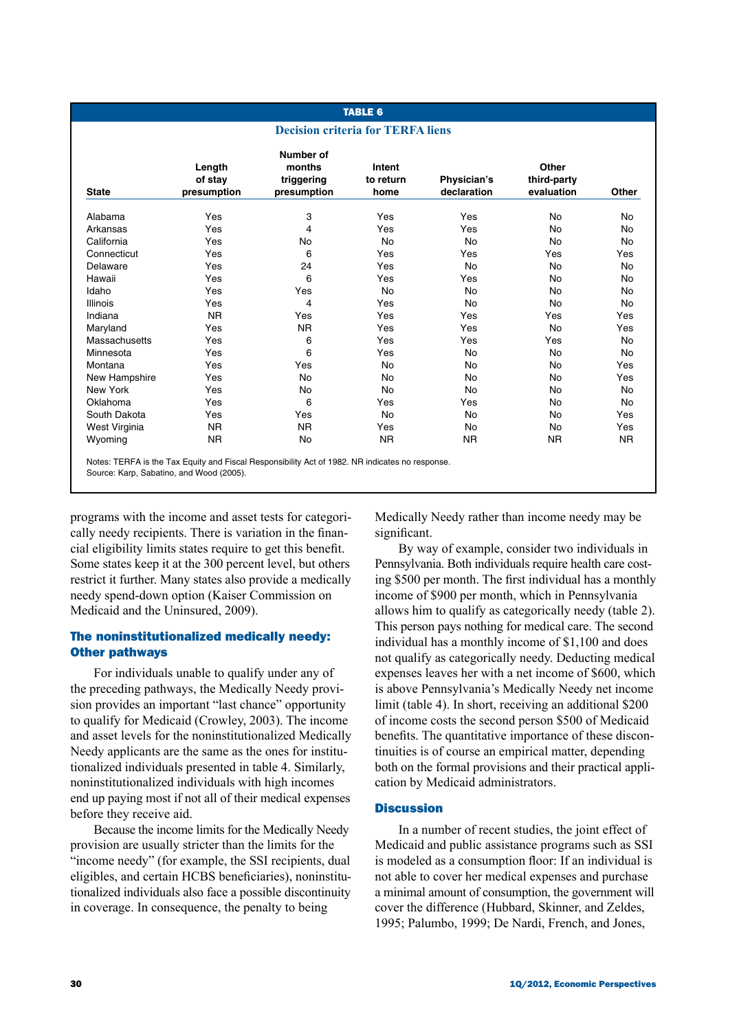**TABLE 6**

**Decision criteria for TERFA liens**

| State | Length of stay presumption | Number of months triggering presumption | Intent to return home | Physician's declaration | Other third-party evaluation | Other |
|---|---|---|---|---|---|---|
| Alabama | Yes | 3 | Yes | Yes | No | No |
| Arkansas | Yes | 4 | Yes | Yes | No | No |
| California | Yes | No | No | No | No | No |
| Connecticut | Yes | 6 | Yes | Yes | Yes | Yes |
| Delaware | Yes | 24 | Yes | No | No | No |
| Hawaii | Yes | 6 | Yes | Yes | No | No |
| Idaho | Yes | Yes | No | No | No | No |
| Illinois | Yes | 4 | Yes | No | No | No |
| Indiana | NR | Yes | Yes | Yes | Yes | Yes |
| Maryland | Yes | NR | Yes | Yes | No | Yes |
| Massachusetts | Yes | 6 | Yes | Yes | Yes | No |
| Minnesota | Yes | 6 | Yes | No | No | No |
| Montana | Yes | Yes | No | No | No | Yes |
| New Hampshire | Yes | No | No | No | No | Yes |
| New York | Yes | No | No | No | No | No |
| Oklahoma | Yes | 6 | Yes | Yes | No | No |
| South Dakota | Yes | Yes | No | No | No | Yes |
| West Virginia | NR | NR | Yes | No | No | Yes |
| Wyoming | NR | No | NR | NR | NR | NR |

Notes: TERFA is the Tax Equity and Fiscal Responsibility Act of 1982. NR indicates no response.
Source: Karp, Sabatino, and Wood (2005).

programs with the income and asset tests for categorically needy recipients. There is variation in the financial eligibility limits states require to get this benefit. Some states keep it at the 300 percent level, but others restrict it further. Many states also provide a medically needy spend-down option (Kaiser Commission on Medicaid and the Uninsured, 2009).

### The noninstitutionalized medically needy: Other pathways

For individuals unable to qualify under any of the preceding pathways, the Medically Needy provision provides an important "last chance" opportunity to qualify for Medicaid (Crowley, 2003). The income and asset levels for the noninstitutionalized Medically Needy applicants are the same as the ones for institutionalized individuals presented in table 4. Similarly, noninstitutionalized individuals with high incomes end up paying most if not all of their medical expenses before they receive aid.

Because the income limits for the Medically Needy provision are usually stricter than the limits for the "income needy" (for example, the SSI recipients, dual eligibles, and certain HCBS beneficiaries), noninstitutionalized individuals also face a possible discontinuity in coverage. In consequence, the penalty to being Medically Needy rather than income needy may be significant.

By way of example, consider two individuals in Pennsylvania. Both individuals require health care costing $500 per month. The first individual has a monthly income of $900 per month, which in Pennsylvania allows him to qualify as categorically needy (table 2). This person pays nothing for medical care. The second individual has a monthly income of $1,100 and does not qualify as categorically needy. Deducting medical expenses leaves her with a net income of $600, which is above Pennsylvania's Medically Needy net income limit (table 4). In short, receiving an additional $200 of income costs the second person $500 of Medicaid benefits. The quantitative importance of these discontinuities is of course an empirical matter, depending both on the formal provisions and their practical application by Medicaid administrators.

### Discussion

In a number of recent studies, the joint effect of Medicaid and public assistance programs such as SSI is modeled as a consumption floor: If an individual is not able to cover her medical expenses and purchase a minimal amount of consumption, the government will cover the difference (Hubbard, Skinner, and Zeldes, 1995; Palumbo, 1999; De Nardi, French, and Jones,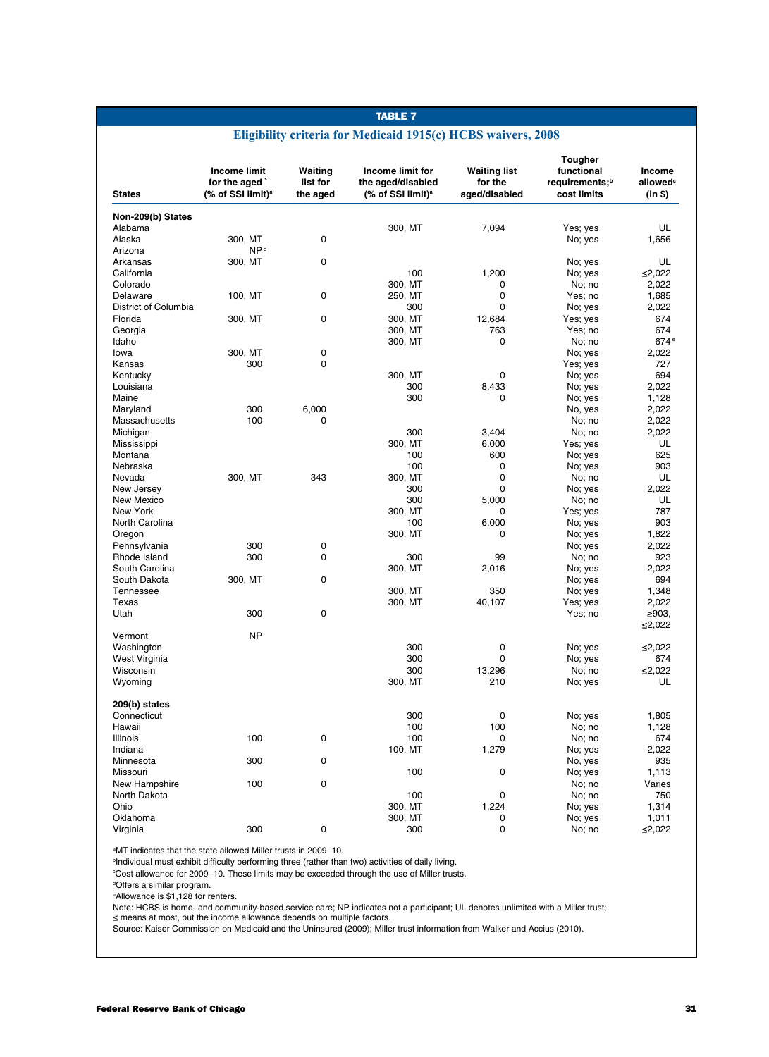**TABLE 7**

**Eligibility criteria for Medicaid 1915(c) HCBS waivers, 2008**

| States | Income limit for the aged (% of SSI limit)[a] | Waiting list for the aged | Income limit for the aged/disabled (% of SSI limit)[a] | Waiting list for the aged/disabled | Tougher functional requirements;[b] cost limits | Income allowed[c] (in $) |
|---|---|---|---|---|---|---|
| **Non-209(b) States** | | | | | | |
| Alabama | | | 300, MT | 7,094 | Yes; yes | UL |
| Alaska | 300, MT | 0 | | | No; yes | 1,656 |
| Arizona | NP[d] | | | | | |
| Arkansas | 300, MT | 0 | | | No; yes | UL |
| California | | | 100 | 1,200 | No; yes | ≤2,022 |
| Colorado | | | 300, MT | 0 | No; no | 2,022 |
| Delaware | 100, MT | 0 | 250, MT | 0 | Yes; no | 1,685 |
| District of Columbia | | | 300 | 0 | No; yes | 2,022 |
| Florida | 300, MT | 0 | 300, MT | 12,684 | Yes; yes | 674 |
| Georgia | | | 300, MT | 763 | Yes; no | 674 |
| Idaho | | | 300, MT | 0 | No; no | 674[e] |
| Iowa | 300, MT | 0 | | | No; yes | 2,022 |
| Kansas | 300 | 0 | | | Yes; yes | 727 |
| Kentucky | | | 300, MT | 0 | No; yes | 694 |
| Louisiana | | | 300 | 8,433 | No; yes | 2,022 |
| Maine | | | 300 | 0 | No; yes | 1,128 |
| Maryland | 300 | 6,000 | | | No, yes | 2,022 |
| Massachusetts | 100 | 0 | | | No; no | 2,022 |
| Michigan | | | 300 | 3,404 | No; no | 2,022 |
| Mississippi | | | 300, MT | 6,000 | Yes; yes | UL |
| Montana | | | 100 | 600 | No; yes | 625 |
| Nebraska | | | 100 | 0 | No; yes | 903 |
| Nevada | 300, MT | 343 | 300, MT | 0 | No; no | UL |
| New Jersey | | | 300 | 0 | No; yes | 2,022 |
| New Mexico | | | 300 | 5,000 | No; no | UL |
| New York | | | 300, MT | 0 | Yes; yes | 787 |
| North Carolina | | | 100 | 6,000 | No; yes | 903 |
| Oregon | | | 300, MT | 0 | No; yes | 1,822 |
| Pennsylvania | 300 | 0 | | | No; yes | 2,022 |
| Rhode Island | 300 | 0 | 300 | 99 | No; no | 923 |
| South Carolina | | | 300, MT | 2,016 | No; yes | 2,022 |
| South Dakota | 300, MT | 0 | | | No; yes | 694 |
| Tennessee | | | 300, MT | 350 | No; yes | 1,348 |
| Texas | | | 300, MT | 40,107 | Yes; yes | 2,022 |
| Utah | 300 | 0 | | | Yes; no | ≥903, ≤2,022 |
| Vermont | NP | | | | | |
| Washington | | | 300 | 0 | No; yes | ≤2,022 |
| West Virginia | | | 300 | 0 | No; yes | 674 |
| Wisconsin | | | 300 | 13,296 | No; no | ≤2,022 |
| Wyoming | | | 300, MT | 210 | No; yes | UL |
| **209(b) states** | | | | | | |
| Connecticut | | | 300 | 0 | No; yes | 1,805 |
| Hawaii | | | 100 | 100 | No; no | 1,128 |
| Illinois | 100 | 0 | 100 | 0 | No; no | 674 |
| Indiana | | | 100, MT | 1,279 | No; yes | 2,022 |
| Minnesota | 300 | 0 | | | No, yes | 935 |
| Missouri | | | 100 | 0 | No; yes | 1,113 |
| New Hampshire | 100 | 0 | | | No; no | Varies |
| North Dakota | | | 100 | 0 | No; no | 750 |
| Ohio | | | 300, MT | 1,224 | No; yes | 1,314 |
| Oklahoma | | | 300, MT | 0 | No; yes | 1,011 |
| Virginia | 300 | 0 | 300 | 0 | No; no | ≤2,022 |

[a]MT indicates that the state allowed Miller trusts in 2009–10.
[b]Individual must exhibit difficulty performing three (rather than two) activities of daily living.
[c]Cost allowance for 2009–10. These limits may be exceeded through the use of Miller trusts.
[d]Offers a similar program.
[e]Allowance is $1,128 for renters.
Note: HCBS is home- and community-based service care; NP indicates not a participant; UL denotes unlimited with a Miller trust; ≤ means at most, but the income allowance depends on multiple factors.
Source: Kaiser Commission on Medicaid and the Uninsured (2009); Miller trust information from Walker and Accius (2010).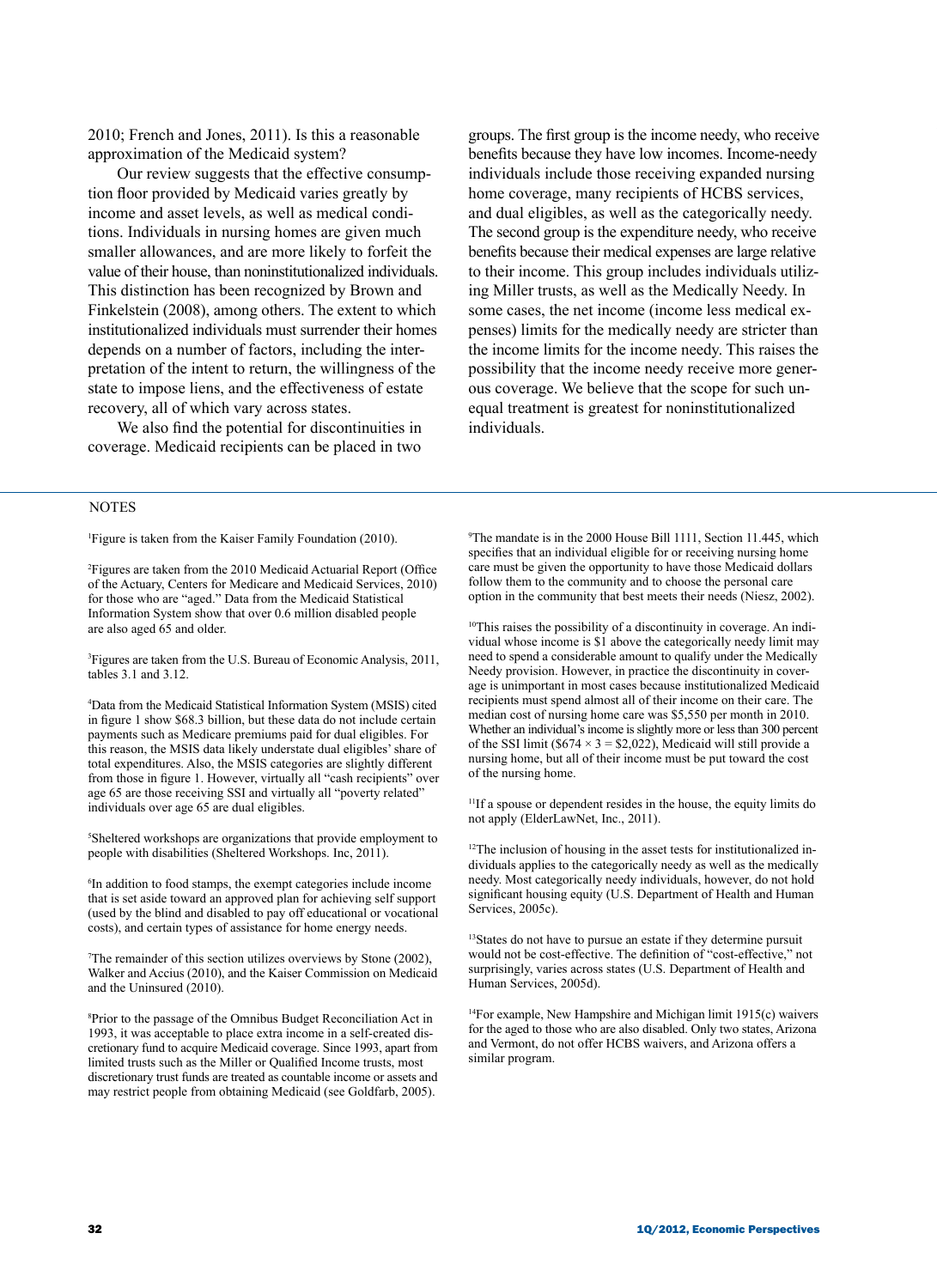2010; French and Jones, 2011). Is this a reasonable approximation of the Medicaid system?

Our review suggests that the effective consumption floor provided by Medicaid varies greatly by income and asset levels, as well as medical conditions. Individuals in nursing homes are given much smaller allowances, and are more likely to forfeit the value of their house, than noninstitutionalized individuals. This distinction has been recognized by Brown and Finkelstein (2008), among others. The extent to which institutionalized individuals must surrender their homes depends on a number of factors, including the interpretation of the intent to return, the willingness of the state to impose liens, and the effectiveness of estate recovery, all of which vary across states.

We also find the potential for discontinuities in coverage. Medicaid recipients can be placed in two groups. The first group is the income needy, who receive benefits because they have low incomes. Income-needy individuals include those receiving expanded nursing home coverage, many recipients of HCBS services, and dual eligibles, as well as the categorically needy. The second group is the expenditure needy, who receive benefits because their medical expenses are large relative to their income. This group includes individuals utilizing Miller trusts, as well as the Medically Needy. In some cases, the net income (income less medical expenses) limits for the medically needy are stricter than the income limits for the income needy. This raises the possibility that the income needy receive more generous coverage. We believe that the scope for such unequal treatment is greatest for noninstitutionalized individuals.

## NOTES

[1]Figure is taken from the Kaiser Family Foundation (2010).

[2]Figures are taken from the 2010 Medicaid Actuarial Report (Office of the Actuary, Centers for Medicare and Medicaid Services, 2010) for those who are "aged." Data from the Medicaid Statistical Information System show that over 0.6 million disabled people are also aged 65 and older.

[3]Figures are taken from the U.S. Bureau of Economic Analysis, 2011, tables 3.1 and 3.12.

[4]Data from the Medicaid Statistical Information System (MSIS) cited in figure 1 show $68.3 billion, but these data do not include certain payments such as Medicare premiums paid for dual eligibles. For this reason, the MSIS data likely understate dual eligibles' share of total expenditures. Also, the MSIS categories are slightly different from those in figure 1. However, virtually all "cash recipients" over age 65 are those receiving SSI and virtually all "poverty related" individuals over age 65 are dual eligibles.

[5]Sheltered workshops are organizations that provide employment to people with disabilities (Sheltered Workshops. Inc, 2011).

[6]In addition to food stamps, the exempt categories include income that is set aside toward an approved plan for achieving self support (used by the blind and disabled to pay off educational or vocational costs), and certain types of assistance for home energy needs.

[7]The remainder of this section utilizes overviews by Stone (2002), Walker and Accius (2010), and the Kaiser Commission on Medicaid and the Uninsured (2010).

[8]Prior to the passage of the Omnibus Budget Reconciliation Act in 1993, it was acceptable to place extra income in a self-created discretionary fund to acquire Medicaid coverage. Since 1993, apart from limited trusts such as the Miller or Qualified Income trusts, most discretionary trust funds are treated as countable income or assets and may restrict people from obtaining Medicaid (see Goldfarb, 2005).

[9]The mandate is in the 2000 House Bill 1111, Section 11.445, which specifies that an individual eligible for or receiving nursing home care must be given the opportunity to have those Medicaid dollars follow them to the community and to choose the personal care option in the community that best meets their needs (Niesz, 2002).

[10]This raises the possibility of a discontinuity in coverage. An individual whose income is $1 above the categorically needy limit may need to spend a considerable amount to qualify under the Medically Needy provision. However, in practice the discontinuity in coverage is unimportant in most cases because institutionalized Medicaid recipients must spend almost all of their income on their care. The median cost of nursing home care was $5,550 per month in 2010. Whether an individual's income is slightly more or less than 300 percent of the SSI limit ($674 × 3 = $2,022), Medicaid will still provide a nursing home, but all of their income must be put toward the cost of the nursing home.

[11]If a spouse or dependent resides in the house, the equity limits do not apply (ElderLawNet, Inc., 2011).

[12]The inclusion of housing in the asset tests for institutionalized individuals applies to the categorically needy as well as the medically needy. Most categorically needy individuals, however, do not hold significant housing equity (U.S. Department of Health and Human Services, 2005c).

[13]States do not have to pursue an estate if they determine pursuit would not be cost-effective. The definition of "cost-effective," not surprisingly, varies across states (U.S. Department of Health and Human Services, 2005d).

[14]For example, New Hampshire and Michigan limit 1915(c) waivers for the aged to those who are also disabled. Only two states, Arizona and Vermont, do not offer HCBS waivers, and Arizona offers a similar program.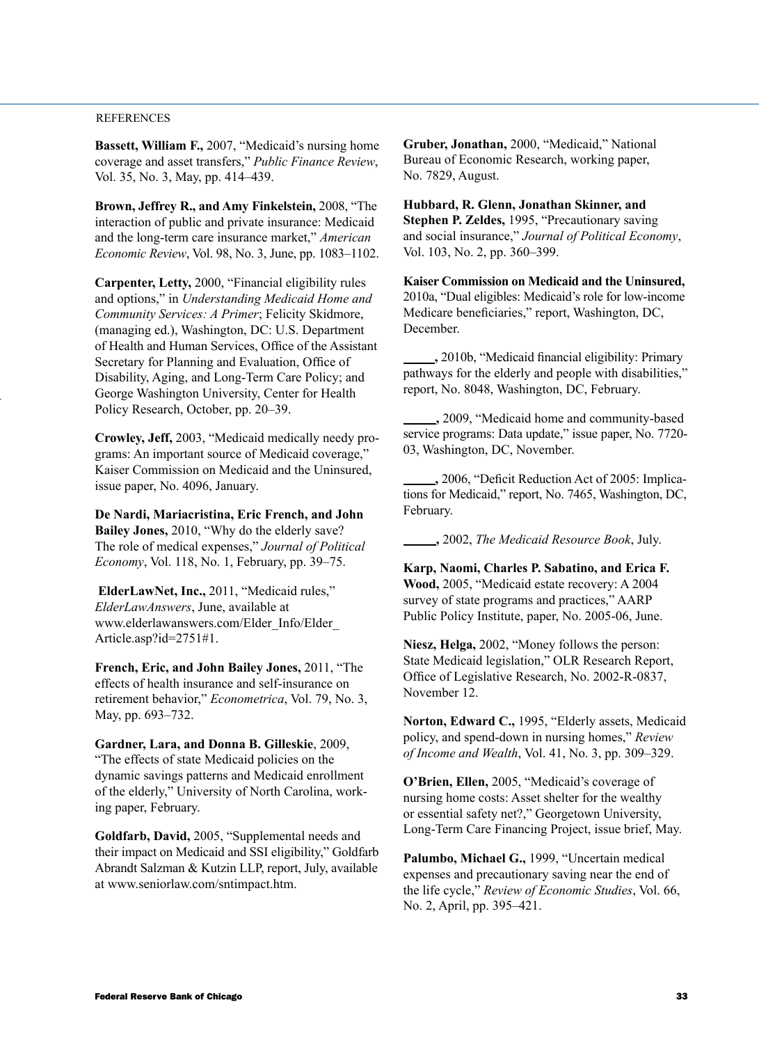REFERENCES

**Bassett, William F.,** 2007, "Medicaid's nursing home coverage and asset transfers," *Public Finance Review*, Vol. 35, No. 3, May, pp. 414–439.

**Brown, Jeffrey R., and Amy Finkelstein,** 2008, "The interaction of public and private insurance: Medicaid and the long-term care insurance market," *American Economic Review*, Vol. 98, No. 3, June, pp. 1083–1102.

**Carpenter, Letty,** 2000, "Financial eligibility rules and options," in *Understanding Medicaid Home and Community Services: A Primer*; Felicity Skidmore, (managing ed.), Washington, DC: U.S. Department of Health and Human Services, Office of the Assistant Secretary for Planning and Evaluation, Office of Disability, Aging, and Long-Term Care Policy; and George Washington University, Center for Health Policy Research, October, pp. 20–39.

**Crowley, Jeff,** 2003, "Medicaid medically needy programs: An important source of Medicaid coverage," Kaiser Commission on Medicaid and the Uninsured, issue paper, No. 4096, January.

**De Nardi, Mariacristina, Eric French, and John Bailey Jones,** 2010, "Why do the elderly save? The role of medical expenses," *Journal of Political Economy*, Vol. 118, No. 1, February, pp. 39–75.

**ElderLawNet, Inc.,** 2011, "Medicaid rules," *ElderLawAnswers*, June, available at www.elderlawanswers.com/Elder_Info/Elder_Article.asp?id=2751#1.

**French, Eric, and John Bailey Jones,** 2011, "The effects of health insurance and self-insurance on retirement behavior," *Econometrica*, Vol. 79, No. 3, May, pp. 693–732.

**Gardner, Lara, and Donna B. Gilleskie**, 2009, "The effects of state Medicaid policies on the dynamic savings patterns and Medicaid enrollment of the elderly," University of North Carolina, working paper, February.

**Goldfarb, David,** 2005, "Supplemental needs and their impact on Medicaid and SSI eligibility," Goldfarb Abrandt Salzman & Kutzin LLP, report, July, available at www.seniorlaw.com/sntimpact.htm.

**Gruber, Jonathan,** 2000, "Medicaid," National Bureau of Economic Research, working paper, No. 7829, August.

**Hubbard, R. Glenn, Jonathan Skinner, and Stephen P. Zeldes,** 1995, "Precautionary saving and social insurance," *Journal of Political Economy*, Vol. 103, No. 2, pp. 360–399.

**Kaiser Commission on Medicaid and the Uninsured,** 2010a, "Dual eligibles: Medicaid's role for low-income Medicare beneficiaries," report, Washington, DC, December.

**\_\_\_\_\_,** 2010b, "Medicaid financial eligibility: Primary pathways for the elderly and people with disabilities," report, No. 8048, Washington, DC, February.

**\_\_\_\_\_,** 2009, "Medicaid home and community-based service programs: Data update," issue paper, No. 7720-03, Washington, DC, November.

**\_\_\_\_\_,** 2006, "Deficit Reduction Act of 2005: Implications for Medicaid," report, No. 7465, Washington, DC, February.

**\_\_\_\_\_,** 2002, *The Medicaid Resource Book*, July.

**Karp, Naomi, Charles P. Sabatino, and Erica F. Wood,** 2005, "Medicaid estate recovery: A 2004 survey of state programs and practices," AARP Public Policy Institute, paper, No. 2005-06, June.

**Niesz, Helga,** 2002, "Money follows the person: State Medicaid legislation," OLR Research Report, Office of Legislative Research, No. 2002-R-0837, November 12.

**Norton, Edward C.,** 1995, "Elderly assets, Medicaid policy, and spend-down in nursing homes," *Review of Income and Wealth*, Vol. 41, No. 3, pp. 309–329.

**O'Brien, Ellen,** 2005, "Medicaid's coverage of nursing home costs: Asset shelter for the wealthy or essential safety net?," Georgetown University, Long-Term Care Financing Project, issue brief, May.

**Palumbo, Michael G.,** 1999, "Uncertain medical expenses and precautionary saving near the end of the life cycle," *Review of Economic Studies*, Vol. 66, No. 2, April, pp. 395–421.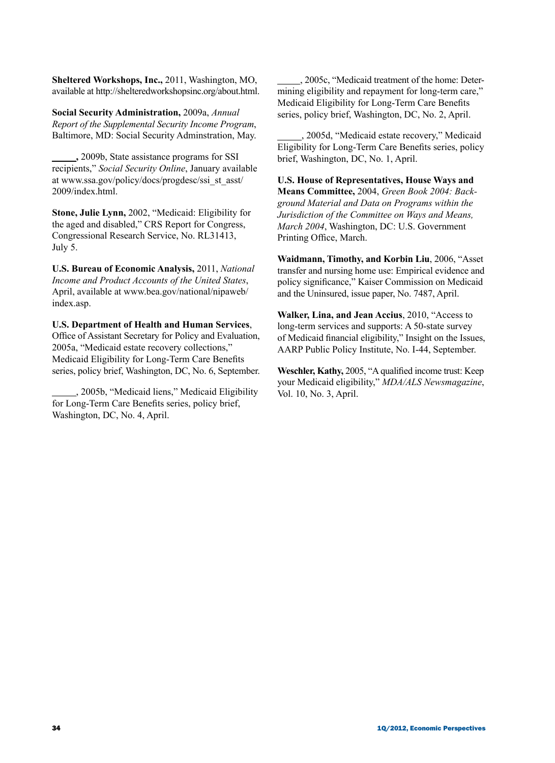**Sheltered Workshops, Inc.,** 2011, Washington, MO, available at http://shelteredworkshopsinc.org/about.html.

**Social Security Administration,** 2009a, *Annual Report of the Supplemental Security Income Program*, Baltimore, MD: Social Security Adminstration, May.

**______,** 2009b, State assistance programs for SSI recipients," *Social Security Online*, January available at www.ssa.gov/policy/docs/progdesc/ssi_st_asst/2009/index.html.

**Stone, Julie Lynn,** 2002, "Medicaid: Eligibility for the aged and disabled," CRS Report for Congress, Congressional Research Service, No. RL31413, July 5.

**U.S. Bureau of Economic Analysis,** 2011, *National Income and Product Accounts of the United States*, April, available at www.bea.gov/national/nipaweb/index.asp.

**U.S. Department of Health and Human Services**, Office of Assistant Secretary for Policy and Evaluation, 2005a, "Medicaid estate recovery collections," Medicaid Eligibility for Long-Term Care Benefits series, policy brief, Washington, DC, No. 6, September.

______, 2005b, "Medicaid liens," Medicaid Eligibility for Long-Term Care Benefits series, policy brief, Washington, DC, No. 4, April.

______, 2005c, "Medicaid treatment of the home: Determining eligibility and repayment for long-term care," Medicaid Eligibility for Long-Term Care Benefits series, policy brief, Washington, DC, No. 2, April.

______, 2005d, "Medicaid estate recovery," Medicaid Eligibility for Long-Term Care Benefits series, policy brief, Washington, DC, No. 1, April.

**U.S. House of Representatives, House Ways and Means Committee,** 2004, *Green Book 2004: Background Material and Data on Programs within the Jurisdiction of the Committee on Ways and Means, March 2004*, Washington, DC: U.S. Government Printing Office, March.

**Waidmann, Timothy, and Korbin Liu**, 2006, "Asset transfer and nursing home use: Empirical evidence and policy significance," Kaiser Commission on Medicaid and the Uninsured, issue paper, No. 7487, April.

**Walker, Lina, and Jean Accius**, 2010, "Access to long-term services and supports: A 50-state survey of Medicaid financial eligibility," Insight on the Issues, AARP Public Policy Institute, No. I-44, September.

**Weschler, Kathy,** 2005, "A qualified income trust: Keep your Medicaid eligibility," *MDA/ALS Newsmagazine*, Vol. 10, No. 3, April.